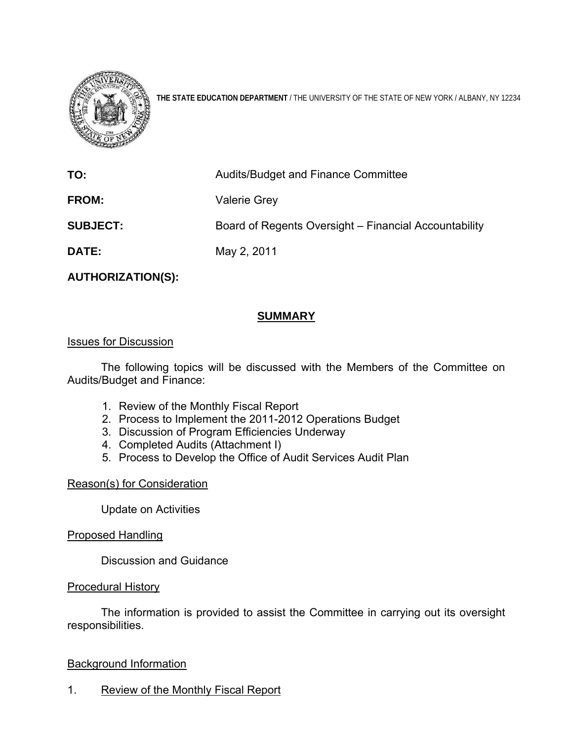**THE STATE EDUCATION DEPARTMENT** / THE UNIVERSITY OF THE STATE OF NEW YORK / ALBANY, NY 12234

| | |
|---|---|
| **TO:** | Audits/Budget and Finance Committee |
| **FROM:** | Valerie Grey |
| **SUBJECT:** | Board of Regents Oversight – Financial Accountability |
| **DATE:** | May 2, 2011 |
| **AUTHORIZATION(S):** | |

## SUMMARY

Issues for Discussion

The following topics will be discussed with the Members of the Committee on Audits/Budget and Finance:

1. Review of the Monthly Fiscal Report
2. Process to Implement the 2011-2012 Operations Budget
3. Discussion of Program Efficiencies Underway
4. Completed Audits (Attachment I)
5. Process to Develop the Office of Audit Services Audit Plan

Reason(s) for Consideration

Update on Activities

Proposed Handling

Discussion and Guidance

Procedural History

The information is provided to assist the Committee in carrying out its oversight responsibilities.

Background Information

1. Review of the Monthly Fiscal Report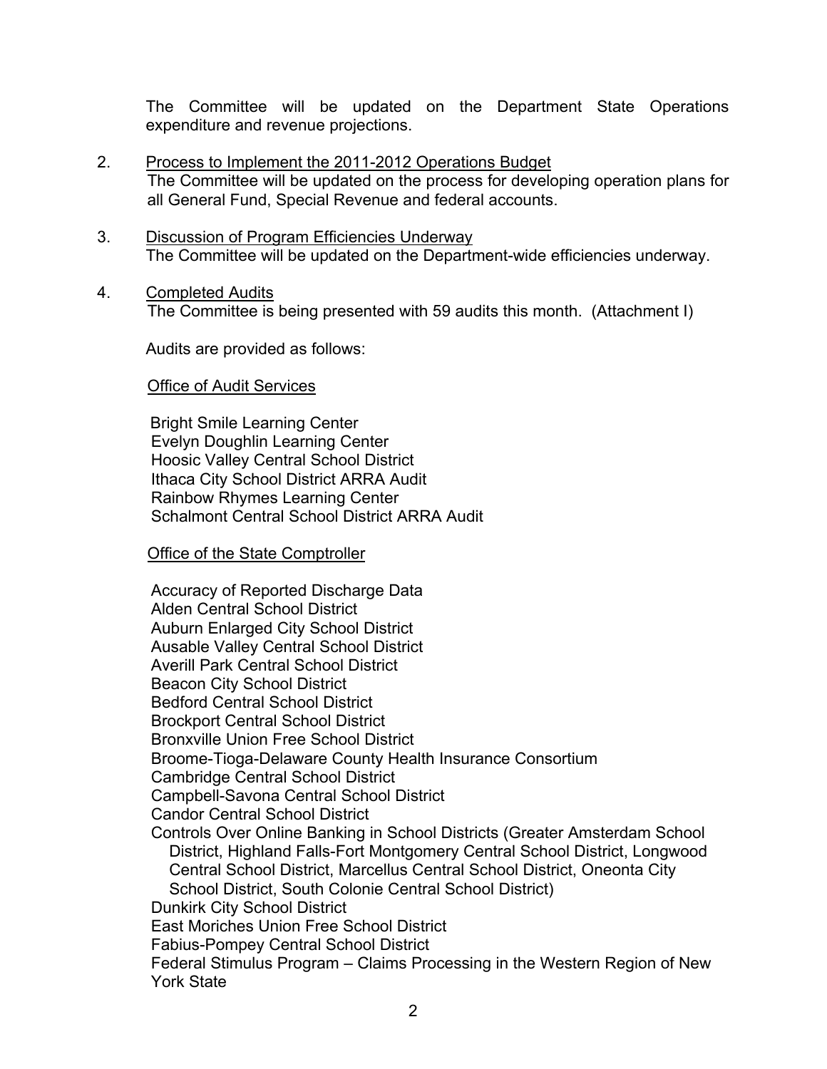The Committee will be updated on the Department State Operations expenditure and revenue projections.

2. Process to Implement the 2011-2012 Operations Budget
   The Committee will be updated on the process for developing operation plans for all General Fund, Special Revenue and federal accounts.

3. Discussion of Program Efficiencies Underway
   The Committee will be updated on the Department-wide efficiencies underway.

4. Completed Audits
   The Committee is being presented with 59 audits this month. (Attachment I)

   Audits are provided as follows:

   Office of Audit Services

   Bright Smile Learning Center
   Evelyn Doughlin Learning Center
   Hoosic Valley Central School District
   Ithaca City School District ARRA Audit
   Rainbow Rhymes Learning Center
   Schalmont Central School District ARRA Audit

   Office of the State Comptroller

   Accuracy of Reported Discharge Data
   Alden Central School District
   Auburn Enlarged City School District
   Ausable Valley Central School District
   Averill Park Central School District
   Beacon City School District
   Bedford Central School District
   Brockport Central School District
   Bronxville Union Free School District
   Broome-Tioga-Delaware County Health Insurance Consortium
   Cambridge Central School District
   Campbell-Savona Central School District
   Candor Central School District
   Controls Over Online Banking in School Districts (Greater Amsterdam School District, Highland Falls-Fort Montgomery Central School District, Longwood Central School District, Marcellus Central School District, Oneonta City School District, South Colonie Central School District)
   Dunkirk City School District
   East Moriches Union Free School District
   Fabius-Pompey Central School District
   Federal Stimulus Program – Claims Processing in the Western Region of New York State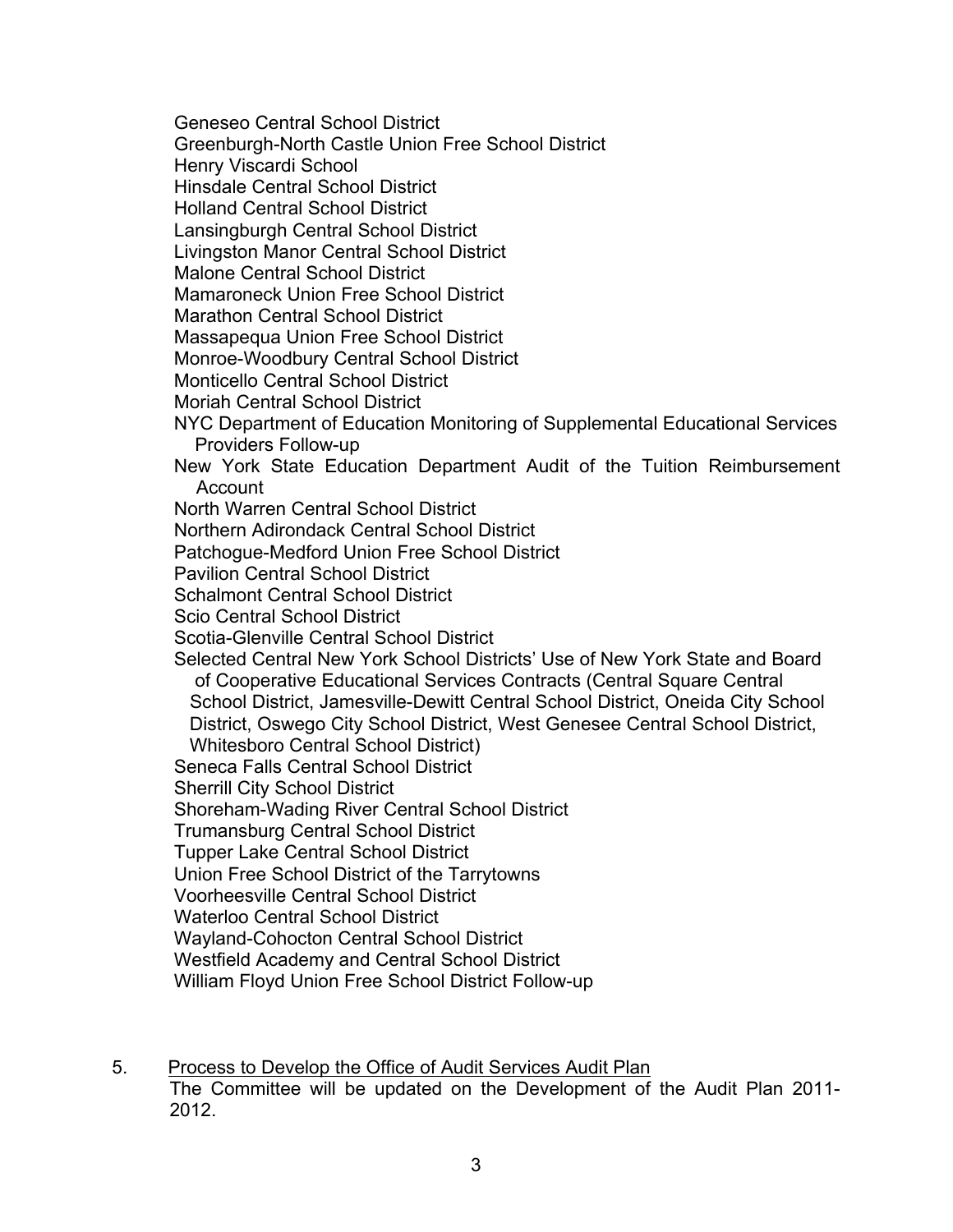Geneseo Central School District
Greenburgh-North Castle Union Free School District
Henry Viscardi School
Hinsdale Central School District
Holland Central School District
Lansingburgh Central School District
Livingston Manor Central School District
Malone Central School District
Mamaroneck Union Free School District
Marathon Central School District
Massapequa Union Free School District
Monroe-Woodbury Central School District
Monticello Central School District
Moriah Central School District
NYC Department of Education Monitoring of Supplemental Educational Services Providers Follow-up
New York State Education Department Audit of the Tuition Reimbursement Account
North Warren Central School District
Northern Adirondack Central School District
Patchogue-Medford Union Free School District
Pavilion Central School District
Schalmont Central School District
Scio Central School District
Scotia-Glenville Central School District
Selected Central New York School Districts' Use of New York State and Board of Cooperative Educational Services Contracts (Central Square Central School District, Jamesville-Dewitt Central School District, Oneida City School District, Oswego City School District, West Genesee Central School District, Whitesboro Central School District)
Seneca Falls Central School District
Sherrill City School District
Shoreham-Wading River Central School District
Trumansburg Central School District
Tupper Lake Central School District
Union Free School District of the Tarrytowns
Voorheesville Central School District
Waterloo Central School District
Wayland-Cohocton Central School District
Westfield Academy and Central School District
William Floyd Union Free School District Follow-up

5. Process to Develop the Office of Audit Services Audit Plan
   The Committee will be updated on the Development of the Audit Plan 2011-2012.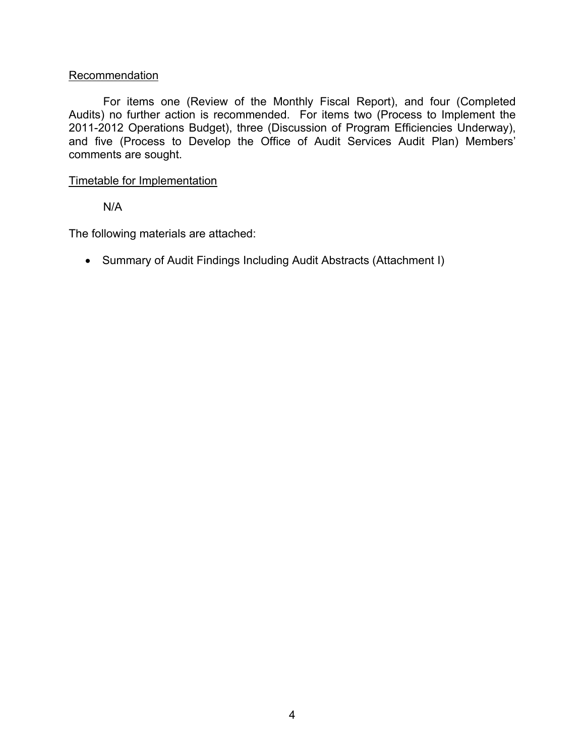Recommendation

For items one (Review of the Monthly Fiscal Report), and four (Completed Audits) no further action is recommended. For items two (Process to Implement the 2011-2012 Operations Budget), three (Discussion of Program Efficiencies Underway), and five (Process to Develop the Office of Audit Services Audit Plan) Members' comments are sought.

Timetable for Implementation

N/A

The following materials are attached:

- Summary of Audit Findings Including Audit Abstracts (Attachment I)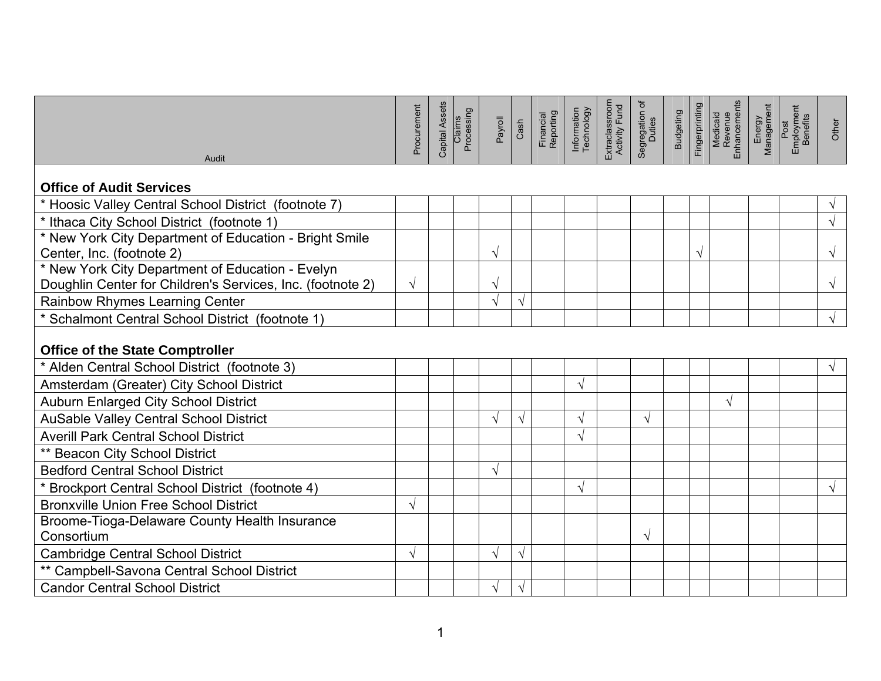| Audit | Procurement | Capital Assets | Claims Processing | Payroll | Cash | Financial Reporting | Information Technology | Extraclassroom Activity Fund | Segregation of Duties | Budgeting | Fingerprinting | Medicaid Revenue Enhancements | Energy Management | Post Employment Benefits | Other |
|---|---|---|---|---|---|---|---|---|---|---|---|---|---|---|---|
| **Office of Audit Services** | | | | | | | | | | | | | | | |
| * Hoosic Valley Central School District (footnote 7) | | | | | | | | | | | | | | | √ |
| * Ithaca City School District (footnote 1) | | | | | | | | | | | | | | | √ |
| * New York City Department of Education - Bright Smile Center, Inc. (footnote 2) | | | | √ | | | | | | | √ | | | | √ |
| * New York City Department of Education - Evelyn Doughlin Center for Children's Services, Inc. (footnote 2) | √ | | | √ | | | | | | | | | | | √ |
| Rainbow Rhymes Learning Center | | | | √ | √ | | | | | | | | | | |
| * Schalmont Central School District (footnote 1) | | | | | | | | | | | | | | | √ |
| **Office of the State Comptroller** | | | | | | | | | | | | | | | |
| * Alden Central School District (footnote 3) | | | | | | | | | | | | | | | √ |
| Amsterdam (Greater) City School District | | | | | | | √ | | | | | | | | |
| Auburn Enlarged City School District | | | | | | | | | | | | √ | | | |
| AuSable Valley Central School District | | | | √ | √ | | √ | | √ | | | | | | |
| Averill Park Central School District | | | | | | | √ | | | | | | | | |
| ** Beacon City School District | | | | | | | | | | | | | | | |
| Bedford Central School District | | | | √ | | | | | | | | | | | |
| * Brockport Central School District (footnote 4) | | | | | | | √ | | | | | | | | √ |
| Bronxville Union Free School District | √ | | | | | | | | | | | | | | |
| Broome-Tioga-Delaware County Health Insurance Consortium | | | | | | | | | √ | | | | | | |
| Cambridge Central School District | √ | | | √ | √ | | | | | | | | | | |
| ** Campbell-Savona Central School District | | | | | | | | | | | | | | | |
| Candor Central School District | | | | √ | √ | | | | | | | | | | |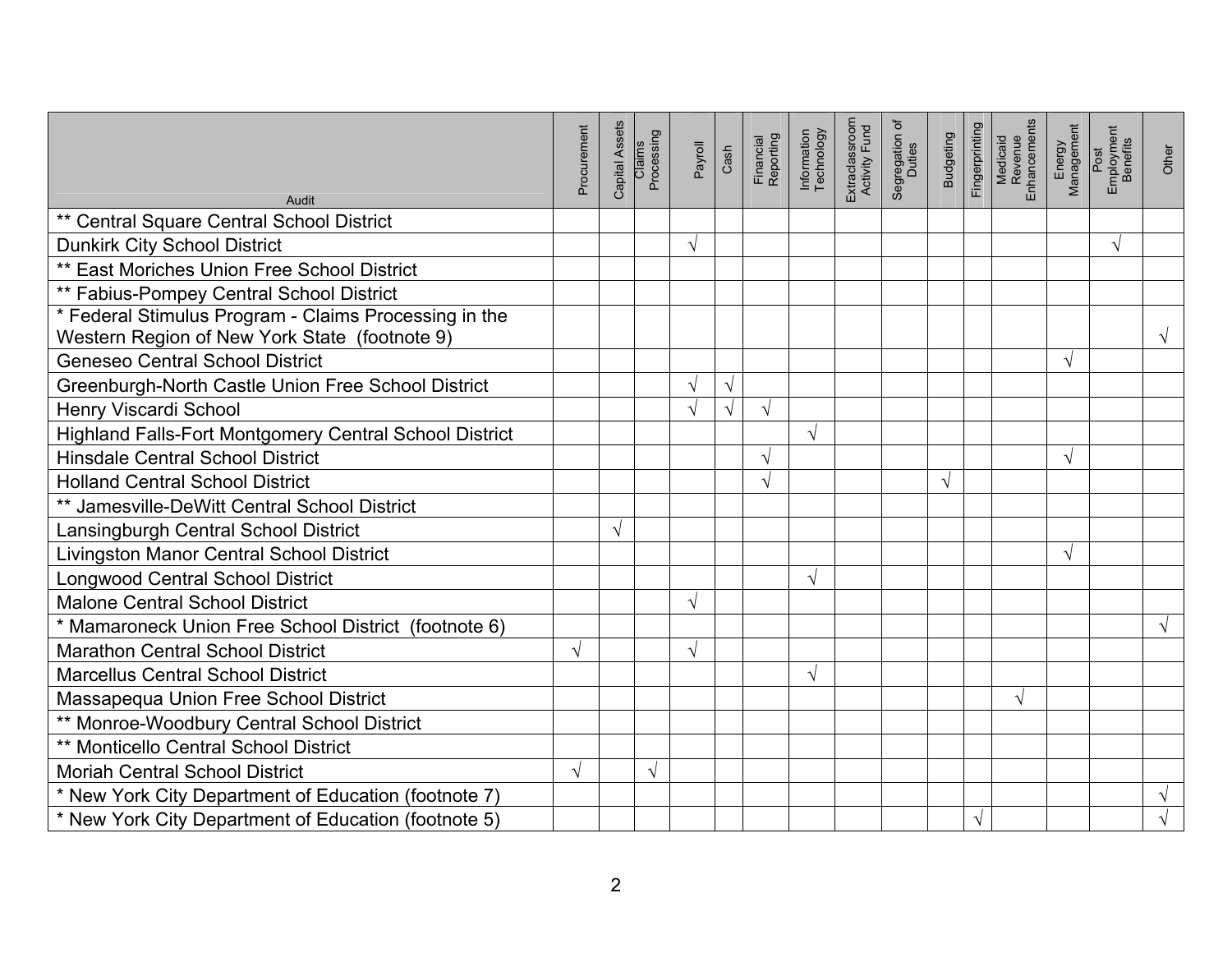| Audit | Procurement | Capital Assets | Claims Processing | Payroll | Cash | Financial Reporting | Information Technology | Extraclassroom Activity Fund | Segregation of Duties | Budgeting | Fingerprinting | Medicaid Revenue Enhancements | Energy Management | Post Employment Benefits | Other |
|---|---|---|---|---|---|---|---|---|---|---|---|---|---|---|---|
| ** Central Square Central School District | | | | | | | | | | | | | | | |
| Dunkirk City School District | | | | √ | | | | | | | | | | √ | |
| ** East Moriches Union Free School District | | | | | | | | | | | | | | | |
| ** Fabius-Pompey Central School District | | | | | | | | | | | | | | | |
| * Federal Stimulus Program - Claims Processing in the Western Region of New York State (footnote 9) | | | | | | | | | | | | | | | √ |
| Geneseo Central School District | | | | | | | | | | | | | √ | | |
| Greenburgh-North Castle Union Free School District | | | | √ | √ | | | | | | | | | | |
| Henry Viscardi School | | | | √ | √ | √ | | | | | | | | | |
| Highland Falls-Fort Montgomery Central School District | | | | | | | √ | | | | | | | | |
| Hinsdale Central School District | | | | | | √ | | | | | | | √ | | |
| Holland Central School District | | | | | | √ | | | | √ | | | | | |
| ** Jamesville-DeWitt Central School District | | | | | | | | | | | | | | | |
| Lansingburgh Central School District | | √ | | | | | | | | | | | | | |
| Livingston Manor Central School District | | | | | | | | | | | | | √ | | |
| Longwood Central School District | | | | | | | √ | | | | | | | | |
| Malone Central School District | | | | √ | | | | | | | | | | | |
| * Mamaroneck Union Free School District (footnote 6) | | | | | | | | | | | | | | | √ |
| Marathon Central School District | √ | | | √ | | | | | | | | | | | |
| Marcellus Central School District | | | | | | | √ | | | | | | | | |
| Massapequa Union Free School District | | | | | | | | | | | | √ | | | |
| ** Monroe-Woodbury Central School District | | | | | | | | | | | | | | | |
| ** Monticello Central School District | | | | | | | | | | | | | | | |
| Moriah Central School District | √ | | √ | | | | | | | | | | | | |
| * New York City Department of Education (footnote 7) | | | | | | | | | | | | | | | √ |
| * New York City Department of Education (footnote 5) | | | | | | | | | | | √ | | | | √ |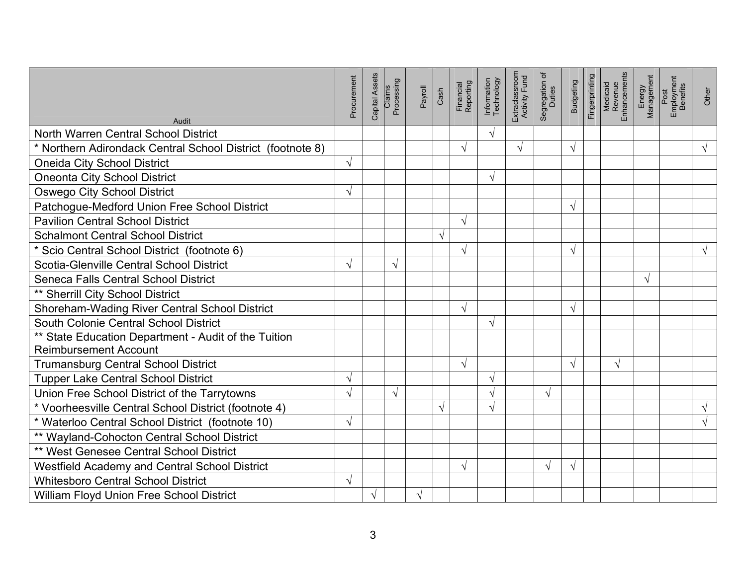| Audit | Procurement | Capital Assets | Claims Processing | Payroll | Cash | Financial Reporting | Information Technology | Extraclassroom Activity Fund | Segregation of Duties | Budgeting | Fingerprinting | Medicaid Revenue Enhancements | Energy Management | Post Employment Benefits | Other |
|---|---|---|---|---|---|---|---|---|---|---|---|---|---|---|---|
| North Warren Central School District | | | | | | | √ | | | | | | | | |
| * Northern Adirondack Central School District (footnote 8) | | | | | | √ | | √ | | √ | | | | | √ |
| Oneida City School District | √ | | | | | | | | | | | | | | |
| Oneonta City School District | | | | | | | √ | | | | | | | | |
| Oswego City School District | √ | | | | | | | | | | | | | | |
| Patchogue-Medford Union Free School District | | | | | | | | | | √ | | | | | |
| Pavilion Central School District | | | | | | √ | | | | | | | | | |
| Schalmont Central School District | | | | | √ | | | | | | | | | | |
| * Scio Central School District (footnote 6) | | | | | | √ | | | | √ | | | | | √ |
| Scotia-Glenville Central School District | √ | | √ | | | | | | | | | | | | |
| Seneca Falls Central School District | | | | | | | | | | | | | √ | | |
| ** Sherrill City School District | | | | | | | | | | | | | | | |
| Shoreham-Wading River Central School District | | | | | | √ | | | | √ | | | | | |
| South Colonie Central School District | | | | | | | √ | | | | | | | | |
| ** State Education Department - Audit of the Tuition Reimbursement Account | | | | | | | | | | | | | | | |
| Trumansburg Central School District | | | | | | √ | | | | √ | | √ | | | |
| Tupper Lake Central School District | √ | | | | | | √ | | | | | | | | |
| Union Free School District of the Tarrytowns | √ | | √ | | | | √ | | √ | | | | | | |
| * Voorheesville Central School District (footnote 4) | | | | | √ | | √ | | | | | | | | √ |
| * Waterloo Central School District (footnote 10) | √ | | | | | | | | | | | | | | √ |
| ** Wayland-Cohocton Central School District | | | | | | | | | | | | | | | |
| ** West Genesee Central School District | | | | | | | | | | | | | | | |
| Westfield Academy and Central School District | | | | | | √ | | | √ | √ | | | | | |
| Whitesboro Central School District | √ | | | | | | | | | | | | | | |
| William Floyd Union Free School District | | √ | | √ | | | | | | | | | | | |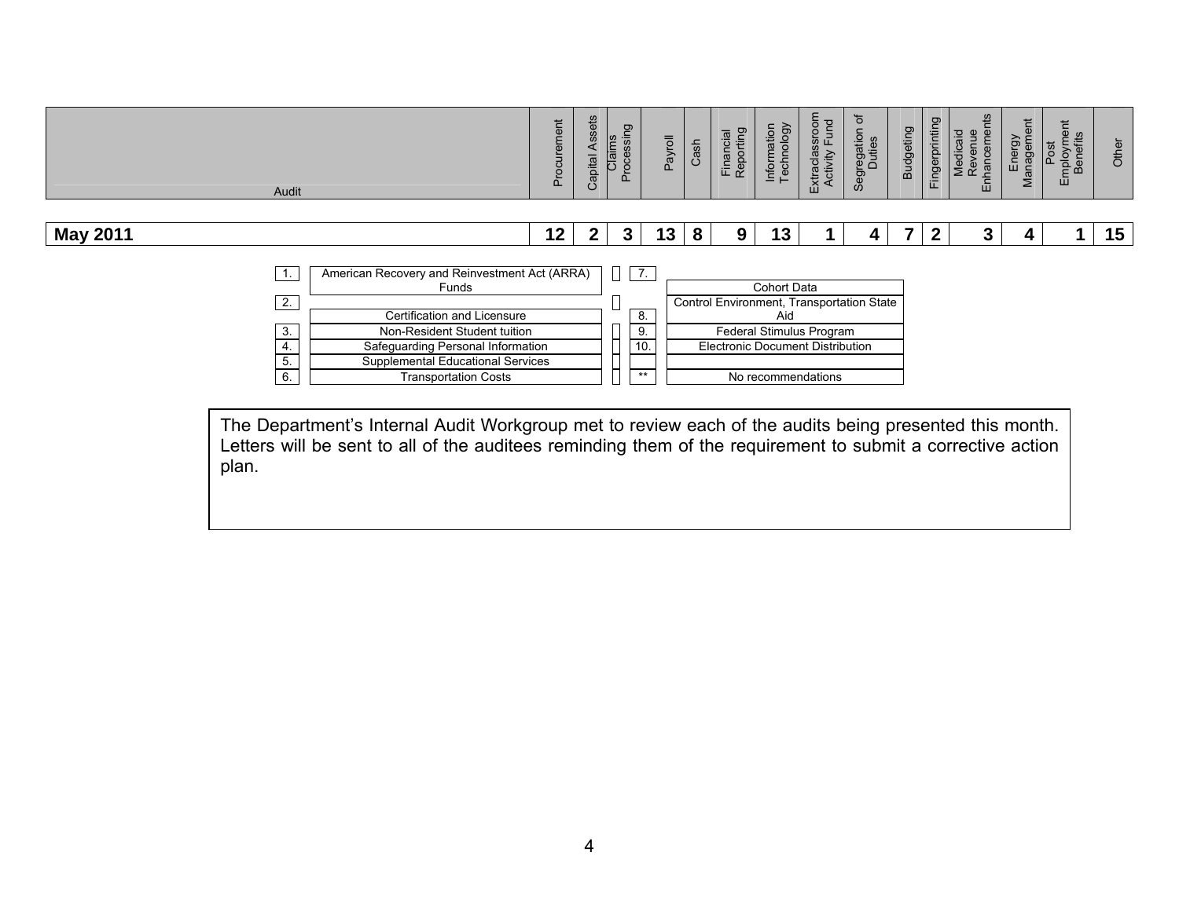| Audit | Procurement | Capital Assets | Claims Processing | Payroll | Cash | Financial Reporting | Information Technology | Extraclassroom Activity Fund | Segregation of Duties | Budgeting | Fingerprinting | Medicaid Revenue Enhancements | Energy Management | Post Employment Benefits | Other |
|---|---|---|---|---|---|---|---|---|---|---|---|---|---|---|---|
| **May 2011** | **12** | **2** | **3** | **13** | **8** | **9** | **13** | **1** | **4** | **7** | **2** | **3** | **4** | **1** | **15** |

| | | | |
|---|---|---|---|
| 1. | American Recovery and Reinvestment Act (ARRA) Funds | 7. | Cohort Data |
| 2. | Certification and Licensure | 8. | Control Environment, Transportation State Aid |
| 3. | Non-Resident Student tuition | 9. | Federal Stimulus Program |
| 4. | Safeguarding Personal Information | 10. | Electronic Document Distribution |
| 5. | Supplemental Educational Services | | |
| 6. | Transportation Costs | ** | No recommendations |

The Department's Internal Audit Workgroup met to review each of the audits being presented this month. Letters will be sent to all of the auditees reminding them of the requirement to submit a corrective action plan.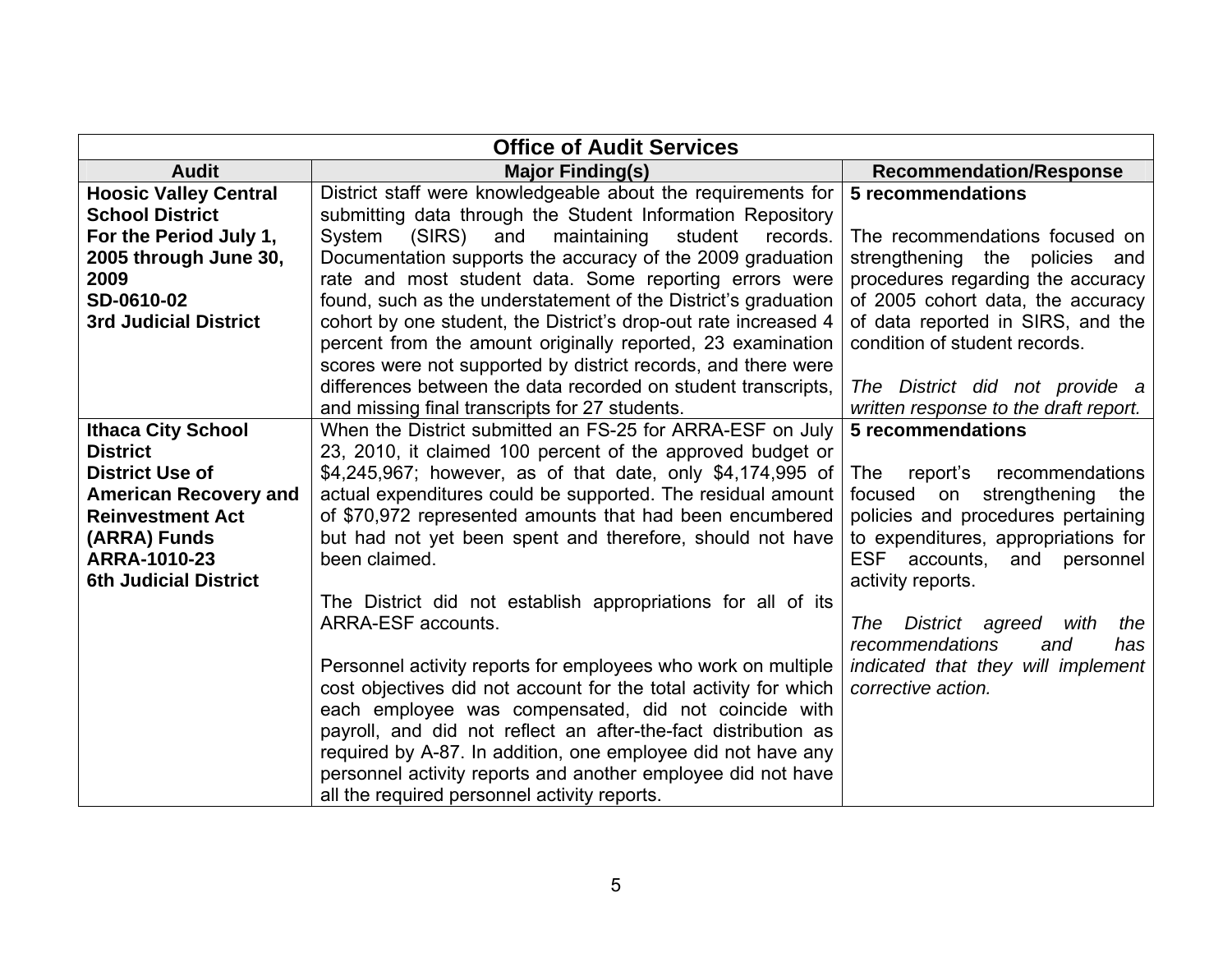| Office of Audit Services | | |
|---|---|---|
| **Audit** | **Major Finding(s)** | **Recommendation/Response** |
| **Hoosic Valley Central School District**<br>**For the Period July 1, 2005 through June 30, 2009**<br>**SD-0610-02**<br>**3rd Judicial District** | District staff were knowledgeable about the requirements for submitting data through the Student Information Repository System (SIRS) and maintaining student records. Documentation supports the accuracy of the 2009 graduation rate and most student data. Some reporting errors were found, such as the understatement of the District's graduation cohort by one student, the District's drop-out rate increased 4 percent from the amount originally reported, 23 examination scores were not supported by district records, and there were differences between the data recorded on student transcripts, and missing final transcripts for 27 students. | **5 recommendations**<br><br>The recommendations focused on strengthening the policies and procedures regarding the accuracy of 2005 cohort data, the accuracy of data reported in SIRS, and the condition of student records.<br><br>*The District did not provide a written response to the draft report.* |
| **Ithaca City School District**<br>**District Use of American Recovery and Reinvestment Act (ARRA) Funds**<br>**ARRA-1010-23**<br>**6th Judicial District** | When the District submitted an FS-25 for ARRA-ESF on July 23, 2010, it claimed 100 percent of the approved budget or \$4,245,967; however, as of that date, only \$4,174,995 of actual expenditures could be supported. The residual amount of \$70,972 represented amounts that had been encumbered but had not yet been spent and therefore, should not have been claimed.<br><br>The District did not establish appropriations for all of its ARRA-ESF accounts.<br><br>Personnel activity reports for employees who work on multiple cost objectives did not account for the total activity for which each employee was compensated, did not coincide with payroll, and did not reflect an after-the-fact distribution as required by A-87. In addition, one employee did not have any personnel activity reports and another employee did not have all the required personnel activity reports. | **5 recommendations**<br><br>The report's recommendations focused on strengthening the policies and procedures pertaining to expenditures, appropriations for ESF accounts, and personnel activity reports.<br><br>*The District agreed with the recommendations and has indicated that they will implement corrective action.* |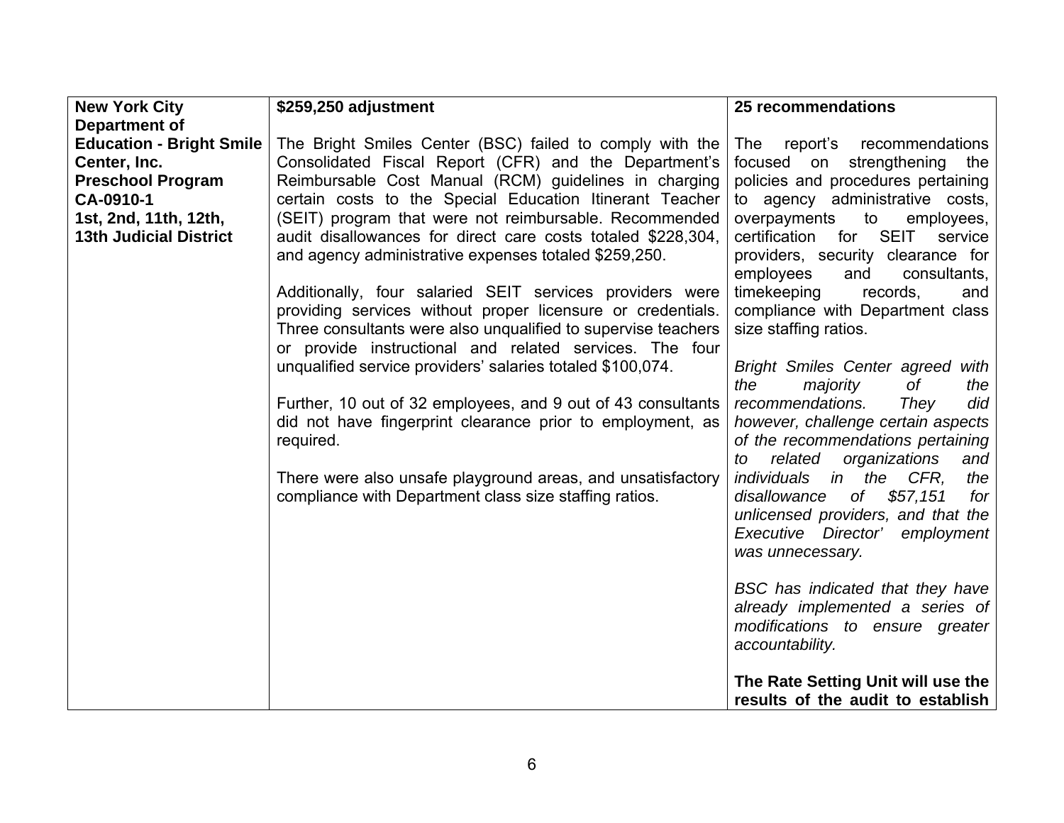| **New York City Department of Education - Bright Smile Center, Inc. Preschool Program CA-0910-1 1st, 2nd, 11th, 12th, 13th Judicial District** | **$259,250 adjustment**<br><br>The Bright Smiles Center (BSC) failed to comply with the Consolidated Fiscal Report (CFR) and the Department's Reimbursable Cost Manual (RCM) guidelines in charging certain costs to the Special Education Itinerant Teacher (SEIT) program that were not reimbursable. Recommended audit disallowances for direct care costs totaled $228,304, and agency administrative expenses totaled $259,250.<br><br>Additionally, four salaried SEIT services providers were providing services without proper licensure or credentials. Three consultants were also unqualified to supervise teachers or provide instructional and related services. The four unqualified service providers' salaries totaled $100,074.<br><br>Further, 10 out of 32 employees, and 9 out of 43 consultants did not have fingerprint clearance prior to employment, as required.<br><br>There were also unsafe playground areas, and unsatisfactory compliance with Department class size staffing ratios. | **25 recommendations**<br><br>The report's recommendations focused on strengthening the policies and procedures pertaining to agency administrative costs, overpayments to employees, certification for SEIT service providers, security clearance for employees and consultants, timekeeping records, and compliance with Department class size staffing ratios.<br><br>*Bright Smiles Center agreed with the majority of the recommendations. They did however, challenge certain aspects of the recommendations pertaining to related organizations and individuals in the CFR, the disallowance of $57,151 for unlicensed providers, and that the Executive Director' employment was unnecessary.*<br><br>*BSC has indicated that they have already implemented a series of modifications to ensure greater accountability.*<br><br>**The Rate Setting Unit will use the results of the audit to establish** |
|---|---|---|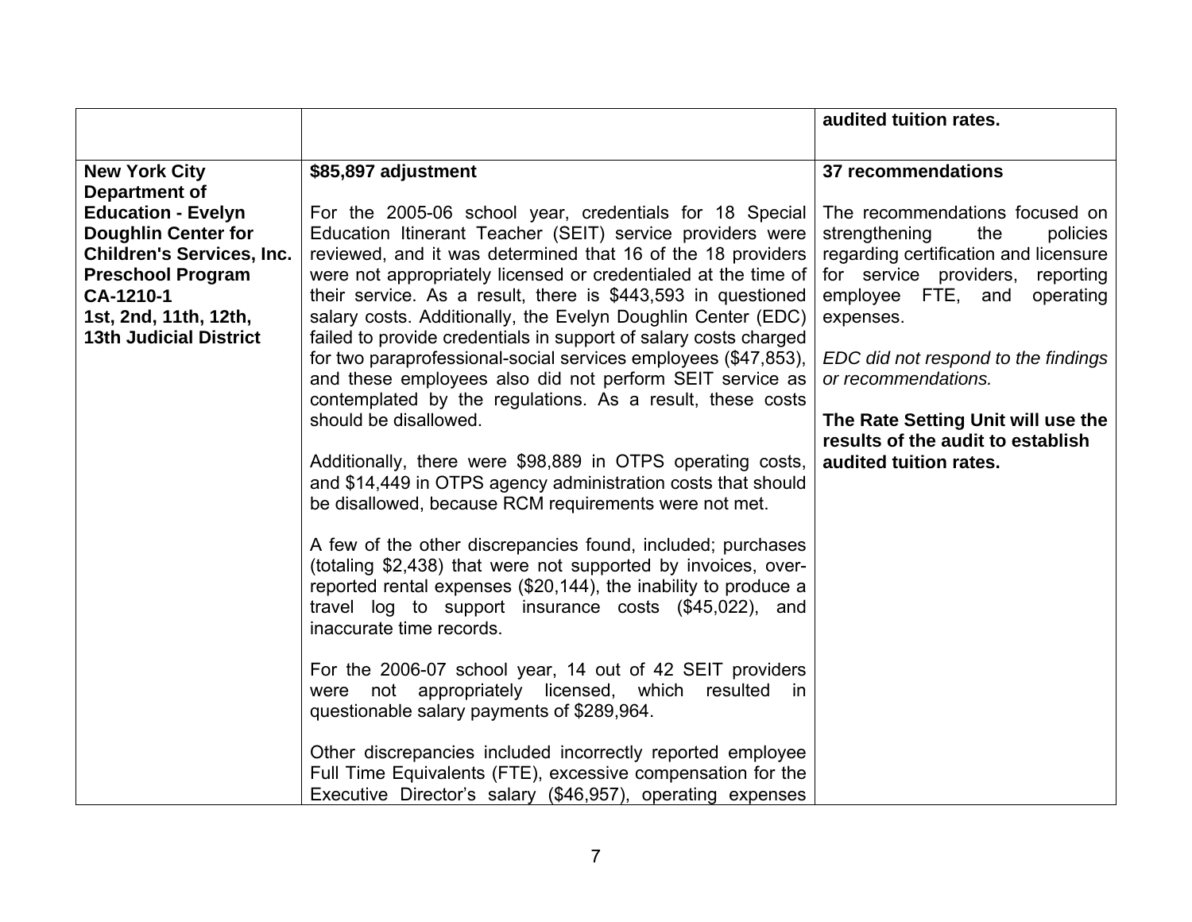| | | |
|---|---|---|
| | | **audited tuition rates.** |
| **New York City Department of Education - Evelyn Doughlin Center for Children's Services, Inc. Preschool Program CA-1210-1 1st, 2nd, 11th, 12th, 13th Judicial District** | **$85,897 adjustment**<br><br>For the 2005-06 school year, credentials for 18 Special Education Itinerant Teacher (SEIT) service providers were reviewed, and it was determined that 16 of the 18 providers were not appropriately licensed or credentialed at the time of their service. As a result, there is $443,593 in questioned salary costs. Additionally, the Evelyn Doughlin Center (EDC) failed to provide credentials in support of salary costs charged for two paraprofessional-social services employees ($47,853), and these employees also did not perform SEIT service as contemplated by the regulations. As a result, these costs should be disallowed.<br><br>Additionally, there were $98,889 in OTPS operating costs, and $14,449 in OTPS agency administration costs that should be disallowed, because RCM requirements were not met.<br><br>A few of the other discrepancies found, included; purchases (totaling $2,438) that were not supported by invoices, over-reported rental expenses ($20,144), the inability to produce a travel log to support insurance costs ($45,022), and inaccurate time records.<br><br>For the 2006-07 school year, 14 out of 42 SEIT providers were not appropriately licensed, which resulted in questionable salary payments of $289,964.<br><br>Other discrepancies included incorrectly reported employee Full Time Equivalents (FTE), excessive compensation for the Executive Director's salary ($46,957), operating expenses | **37 recommendations**<br><br>The recommendations focused on strengthening the policies regarding certification and licensure for service providers, reporting employee FTE, and operating expenses.<br><br>*EDC did not respond to the findings or recommendations.*<br><br>**The Rate Setting Unit will use the results of the audit to establish audited tuition rates.** |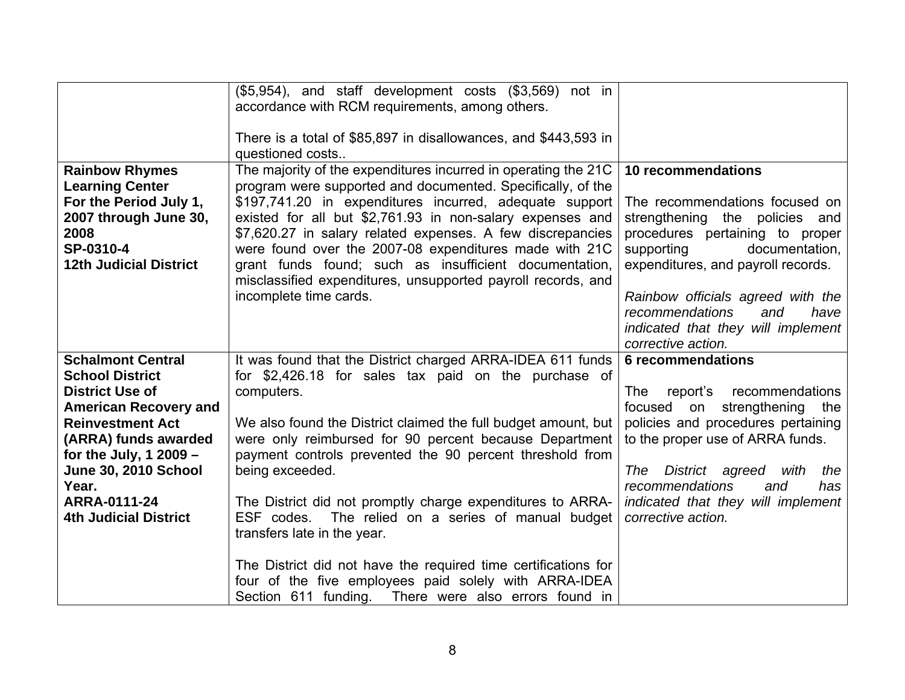| | | |
|---|---|---|
| | ($5,954), and staff development costs ($3,569) not in accordance with RCM requirements, among others.<br><br>There is a total of $85,897 in disallowances, and $443,593 in questioned costs.. | |
| **Rainbow Rhymes Learning Center For the Period July 1, 2007 through June 30, 2008 SP-0310-4 12th Judicial District** | The majority of the expenditures incurred in operating the 21C program were supported and documented. Specifically, of the $197,741.20 in expenditures incurred, adequate support existed for all but $2,761.93 in non-salary expenses and $7,620.27 in salary related expenses. A few discrepancies were found over the 2007-08 expenditures made with 21C grant funds found; such as insufficient documentation, misclassified expenditures, unsupported payroll records, and incomplete time cards. | **10 recommendations**<br><br>The recommendations focused on strengthening the policies and procedures pertaining to proper supporting documentation, expenditures, and payroll records.<br><br>*Rainbow officials agreed with the recommendations and have indicated that they will implement corrective action.* |
| **Schalmont Central School District District Use of American Recovery and Reinvestment Act (ARRA) funds awarded for the July, 1 2009 – June 30, 2010 School Year. ARRA-0111-24 4th Judicial District** | It was found that the District charged ARRA-IDEA 611 funds for $2,426.18 for sales tax paid on the purchase of computers.<br><br>We also found the District claimed the full budget amount, but were only reimbursed for 90 percent because Department payment controls prevented the 90 percent threshold from being exceeded.<br><br>The District did not promptly charge expenditures to ARRA-ESF codes. The relied on a series of manual budget transfers late in the year.<br><br>The District did not have the required time certifications for four of the five employees paid solely with ARRA-IDEA Section 611 funding. There were also errors found in | **6 recommendations**<br><br>The report's recommendations focused on strengthening the policies and procedures pertaining to the proper use of ARRA funds.<br><br>*The District agreed with the recommendations and has indicated that they will implement corrective action.* |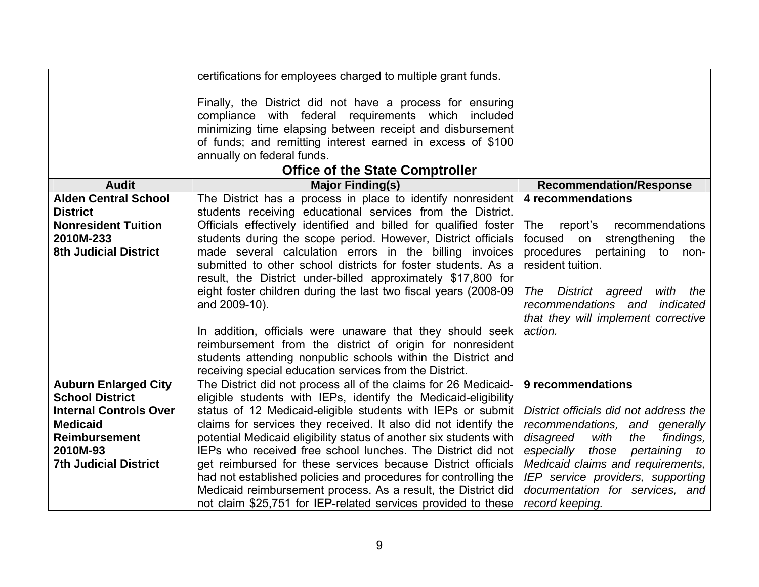| | | |
|---|---|---|
| | certifications for employees charged to multiple grant funds.<br><br>Finally, the District did not have a process for ensuring compliance with federal requirements which included minimizing time elapsing between receipt and disbursement of funds; and remitting interest earned in excess of $100 annually on federal funds. | |

**Office of the State Comptroller**

| Audit | Major Finding(s) | Recommendation/Response |
|---|---|---|
| **Alden Central School District**<br>**Nonresident Tuition**<br>**2010M-233**<br>**8th Judicial District** | The District has a process in place to identify nonresident students receiving educational services from the District. Officials effectively identified and billed for qualified foster students during the scope period. However, District officials made several calculation errors in the billing invoices submitted to other school districts for foster students. As a result, the District under-billed approximately $17,800 for eight foster children during the last two fiscal years (2008-09 and 2009-10).<br><br>In addition, officials were unaware that they should seek reimbursement from the district of origin for nonresident students attending nonpublic schools within the District and receiving special education services from the District. | **4 recommendations**<br><br>The report's recommendations focused on strengthening the procedures pertaining to non-resident tuition.<br><br>*The District agreed with the recommendations and indicated that they will implement corrective action.* |
| **Auburn Enlarged City School District**<br>**Internal Controls Over Medicaid Reimbursement**<br>**2010M-93**<br>**7th Judicial District** | The District did not process all of the claims for 26 Medicaid-eligible students with IEPs, identify the Medicaid-eligibility status of 12 Medicaid-eligible students with IEPs or submit claims for services they received. It also did not identify the potential Medicaid eligibility status of another six students with IEPs who received free school lunches. The District did not get reimbursed for these services because District officials had not established policies and procedures for controlling the Medicaid reimbursement process. As a result, the District did not claim $25,751 for IEP-related services provided to these | **9 recommendations**<br><br>*District officials did not address the recommendations, and generally disagreed with the findings, especially those pertaining to Medicaid claims and requirements, IEP service providers, supporting documentation for services, and record keeping.* |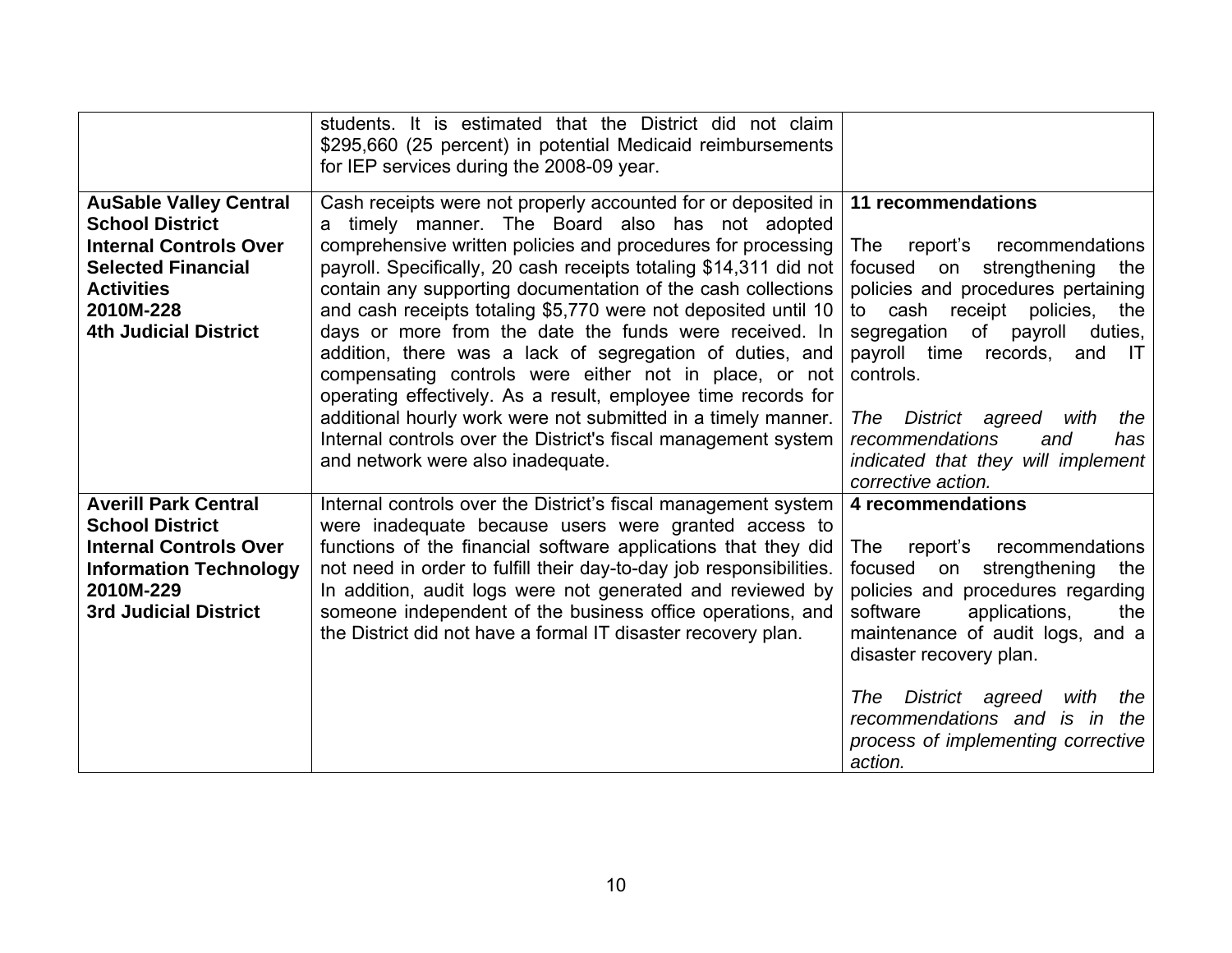| | | |
|---|---|---|
| | students. It is estimated that the District did not claim $295,660 (25 percent) in potential Medicaid reimbursements for IEP services during the 2008-09 year. | |
| **AuSable Valley Central School District Internal Controls Over Selected Financial Activities 2010M-228 4th Judicial District** | Cash receipts were not properly accounted for or deposited in a timely manner. The Board also has not adopted comprehensive written policies and procedures for processing payroll. Specifically, 20 cash receipts totaling $14,311 did not contain any supporting documentation of the cash collections and cash receipts totaling $5,770 were not deposited until 10 days or more from the date the funds were received. In addition, there was a lack of segregation of duties, and compensating controls were either not in place, or not operating effectively. As a result, employee time records for additional hourly work were not submitted in a timely manner. Internal controls over the District's fiscal management system and network were also inadequate. | **11 recommendations**<br><br>The report's recommendations focused on strengthening the policies and procedures pertaining to cash receipt policies, the segregation of payroll duties, payroll time records, and IT controls.<br><br>*The District agreed with the recommendations and has indicated that they will implement corrective action.* |
| **Averill Park Central School District Internal Controls Over Information Technology 2010M-229 3rd Judicial District** | Internal controls over the District's fiscal management system were inadequate because users were granted access to functions of the financial software applications that they did not need in order to fulfill their day-to-day job responsibilities. In addition, audit logs were not generated and reviewed by someone independent of the business office operations, and the District did not have a formal IT disaster recovery plan. | **4 recommendations**<br><br>The report's recommendations focused on strengthening the policies and procedures regarding software applications, the maintenance of audit logs, and a disaster recovery plan.<br><br>*The District agreed with the recommendations and is in the process of implementing corrective action.* |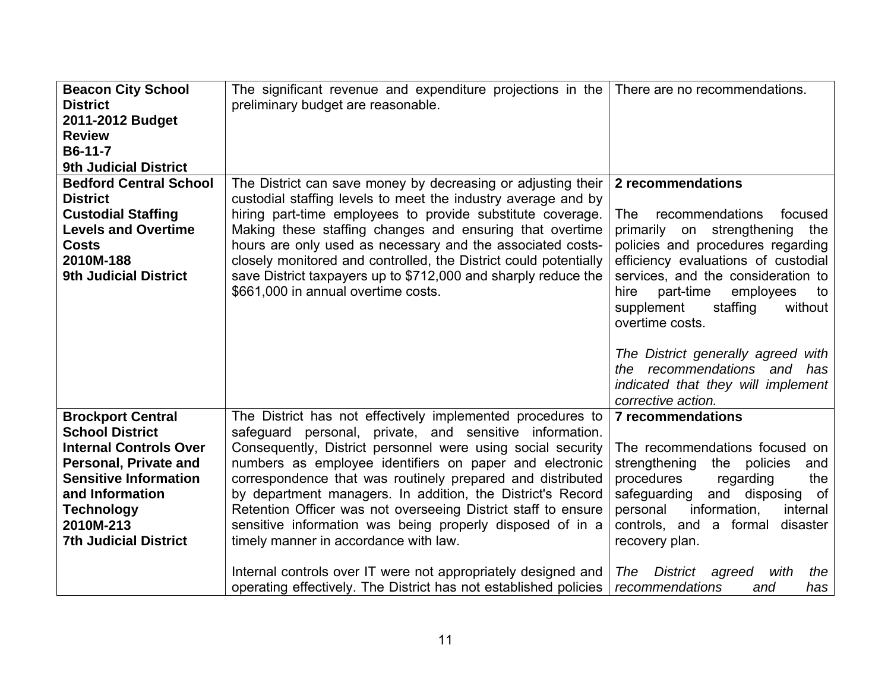| | | |
|---|---|---|
| **Beacon City School District**<br>**2011-2012 Budget Review**<br>**B6-11-7**<br>**9th Judicial District** | The significant revenue and expenditure projections in the preliminary budget are reasonable. | There are no recommendations. |
| **Bedford Central School District**<br>**Custodial Staffing Levels and Overtime Costs**<br>**2010M-188**<br>**9th Judicial District** | The District can save money by decreasing or adjusting their custodial staffing levels to meet the industry average and by hiring part-time employees to provide substitute coverage. Making these staffing changes and ensuring that overtime hours are only used as necessary and the associated costs-closely monitored and controlled, the District could potentially save District taxpayers up to $712,000 and sharply reduce the $661,000 in annual overtime costs. | **2 recommendations**<br><br>The recommendations focused primarily on strengthening the policies and procedures regarding efficiency evaluations of custodial services, and the consideration to hire part-time employees to supplement staffing without overtime costs.<br><br>*The District generally agreed with the recommendations and has indicated that they will implement corrective action.* |
| **Brockport Central School District**<br>**Internal Controls Over Personal, Private and Sensitive Information and Information Technology**<br>**2010M-213**<br>**7th Judicial District** | The District has not effectively implemented procedures to safeguard personal, private, and sensitive information. Consequently, District personnel were using social security numbers as employee identifiers on paper and electronic correspondence that was routinely prepared and distributed by department managers. In addition, the District's Record Retention Officer was not overseeing District staff to ensure sensitive information was being properly disposed of in a timely manner in accordance with law.<br><br>Internal controls over IT were not appropriately designed and operating effectively. The District has not established policies | **7 recommendations**<br><br>The recommendations focused on strengthening the policies and procedures regarding the safeguarding and disposing of personal information, internal controls, and a formal disaster recovery plan.<br><br>*The District agreed with the recommendations and has* |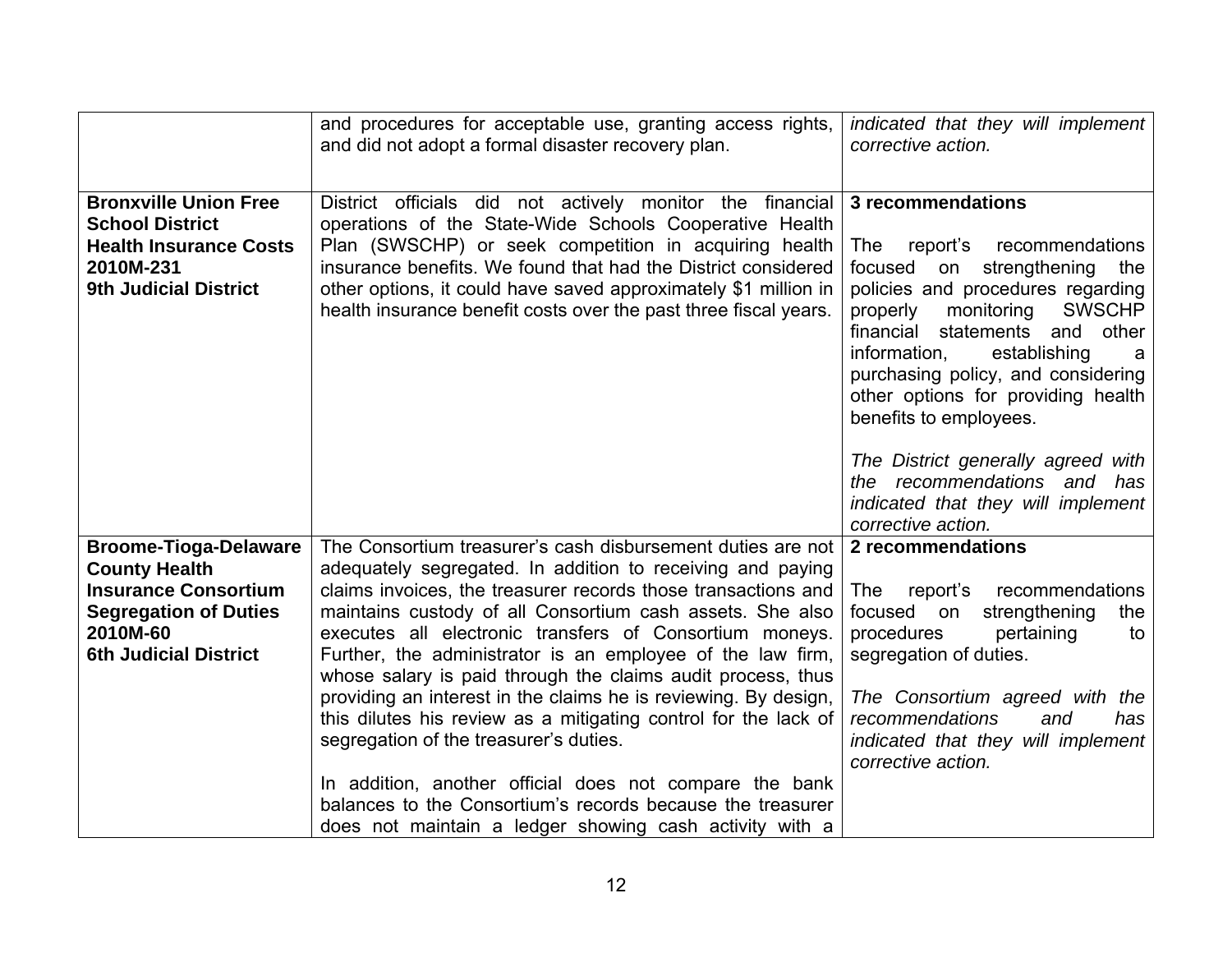| | | |
|---|---|---|
| | and procedures for acceptable use, granting access rights, and did not adopt a formal disaster recovery plan. | *indicated that they will implement corrective action.* |
| **Bronxville Union Free School District**<br>**Health Insurance Costs**<br>**2010M-231**<br>**9th Judicial District** | District officials did not actively monitor the financial operations of the State-Wide Schools Cooperative Health Plan (SWSCHP) or seek competition in acquiring health insurance benefits. We found that had the District considered other options, it could have saved approximately $1 million in health insurance benefit costs over the past three fiscal years. | **3 recommendations**<br><br>The report's recommendations focused on strengthening the policies and procedures regarding properly monitoring SWSCHP financial statements and other information, establishing a purchasing policy, and considering other options for providing health benefits to employees.<br><br>*The District generally agreed with the recommendations and has indicated that they will implement corrective action.* |
| **Broome-Tioga-Delaware County Health Insurance Consortium**<br>**Segregation of Duties**<br>**2010M-60**<br>**6th Judicial District** | The Consortium treasurer's cash disbursement duties are not adequately segregated. In addition to receiving and paying claims invoices, the treasurer records those transactions and maintains custody of all Consortium cash assets. She also executes all electronic transfers of Consortium moneys. Further, the administrator is an employee of the law firm, whose salary is paid through the claims audit process, thus providing an interest in the claims he is reviewing. By design, this dilutes his review as a mitigating control for the lack of segregation of the treasurer's duties.<br><br>In addition, another official does not compare the bank balances to the Consortium's records because the treasurer does not maintain a ledger showing cash activity with a | **2 recommendations**<br><br>The report's recommendations focused on strengthening the procedures pertaining to segregation of duties.<br><br>*The Consortium agreed with the recommendations and has indicated that they will implement corrective action.* |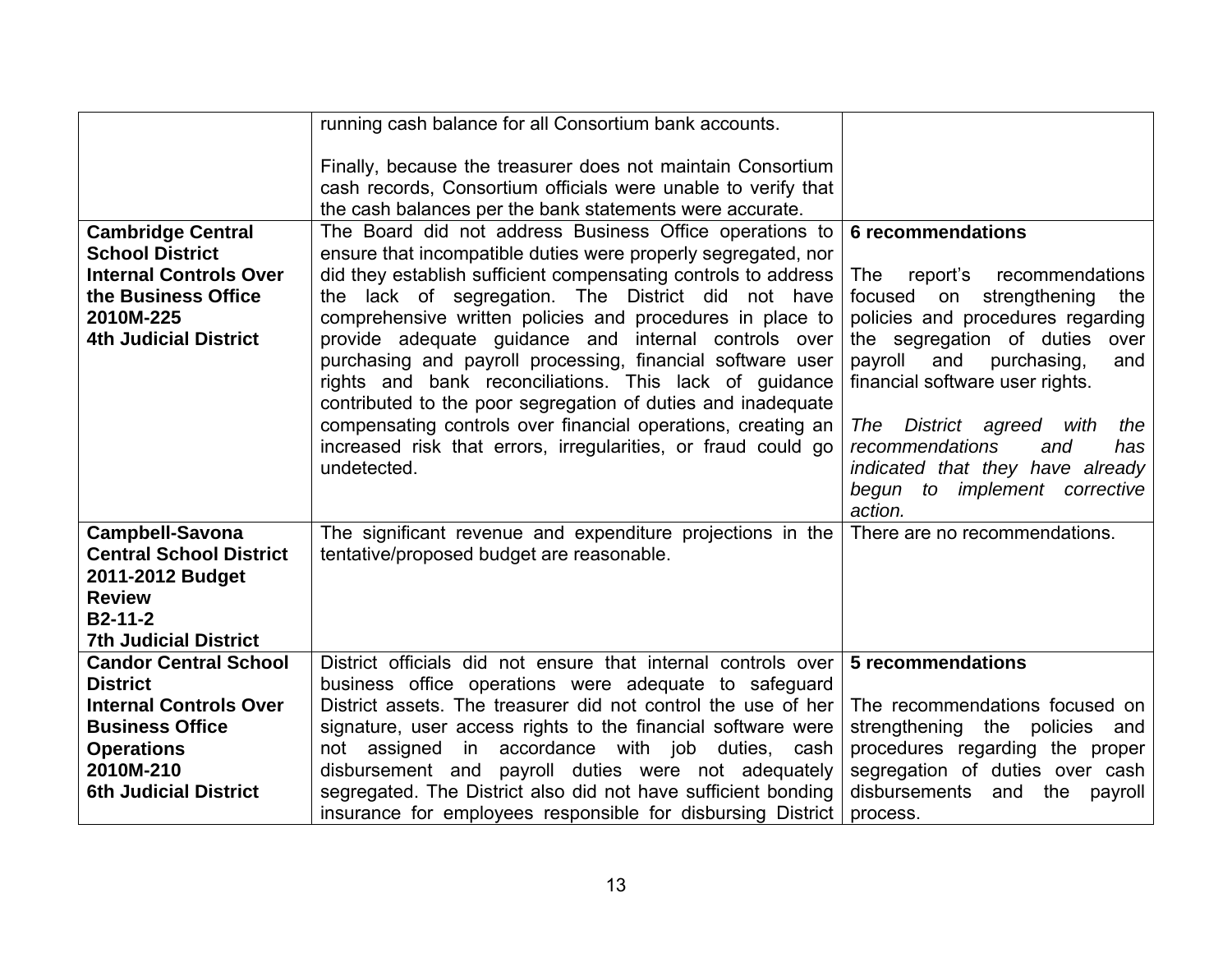| | | |
|---|---|---|
| | running cash balance for all Consortium bank accounts.<br><br>Finally, because the treasurer does not maintain Consortium cash records, Consortium officials were unable to verify that the cash balances per the bank statements were accurate. | |
| **Cambridge Central School District**<br>**Internal Controls Over the Business Office**<br>**2010M-225**<br>**4th Judicial District** | The Board did not address Business Office operations to ensure that incompatible duties were properly segregated, nor did they establish sufficient compensating controls to address the lack of segregation. The District did not have comprehensive written policies and procedures in place to provide adequate guidance and internal controls over purchasing and payroll processing, financial software user rights and bank reconciliations. This lack of guidance contributed to the poor segregation of duties and inadequate compensating controls over financial operations, creating an increased risk that errors, irregularities, or fraud could go undetected. | **6 recommendations**<br><br>The report's recommendations focused on strengthening the policies and procedures regarding the segregation of duties over payroll and purchasing, and financial software user rights.<br><br>*The District agreed with the recommendations and has indicated that they have already begun to implement corrective action.* |
| **Campbell-Savona Central School District**<br>**2011-2012 Budget Review**<br>**B2-11-2**<br>**7th Judicial District** | The significant revenue and expenditure projections in the tentative/proposed budget are reasonable. | There are no recommendations. |
| **Candor Central School District**<br>**Internal Controls Over Business Office Operations**<br>**2010M-210**<br>**6th Judicial District** | District officials did not ensure that internal controls over business office operations were adequate to safeguard District assets. The treasurer did not control the use of her signature, user access rights to the financial software were not assigned in accordance with job duties, cash disbursement and payroll duties were not adequately segregated. The District also did not have sufficient bonding insurance for employees responsible for disbursing District | **5 recommendations**<br><br>The recommendations focused on strengthening the policies and procedures regarding the proper segregation of duties over cash disbursements and the payroll process. |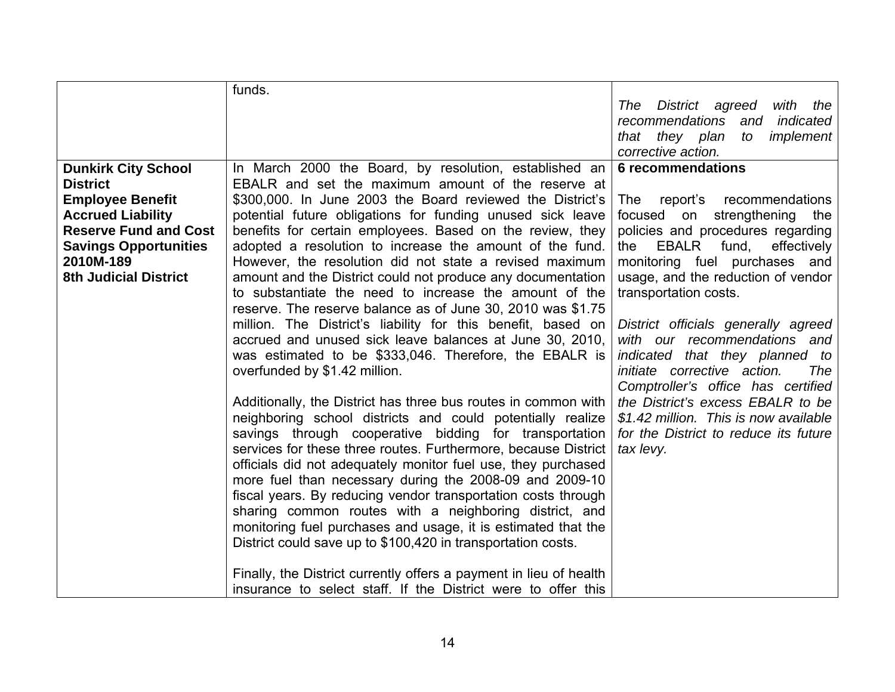| | | |
|---|---|---|
| | funds. | *The District agreed with the recommendations and indicated that they plan to implement corrective action.* |
| **Dunkirk City School District Employee Benefit Accrued Liability Reserve Fund and Cost Savings Opportunities 2010M-189 8th Judicial District** | In March 2000 the Board, by resolution, established an EBALR and set the maximum amount of the reserve at \$300,000. In June 2003 the Board reviewed the District's potential future obligations for funding unused sick leave benefits for certain employees. Based on the review, they adopted a resolution to increase the amount of the fund. However, the resolution did not state a revised maximum amount and the District could not produce any documentation to substantiate the need to increase the amount of the reserve. The reserve balance as of June 30, 2010 was \$1.75 million. The District's liability for this benefit, based on accrued and unused sick leave balances at June 30, 2010, was estimated to be \$333,046. Therefore, the EBALR is overfunded by \$1.42 million.<br><br>Additionally, the District has three bus routes in common with neighboring school districts and could potentially realize savings through cooperative bidding for transportation services for these three routes. Furthermore, because District officials did not adequately monitor fuel use, they purchased more fuel than necessary during the 2008-09 and 2009-10 fiscal years. By reducing vendor transportation costs through sharing common routes with a neighboring district, and monitoring fuel purchases and usage, it is estimated that the District could save up to \$100,420 in transportation costs.<br><br>Finally, the District currently offers a payment in lieu of health insurance to select staff. If the District were to offer this | **6 recommendations**<br><br>The report's recommendations focused on strengthening the policies and procedures regarding the EBALR fund, effectively monitoring fuel purchases and usage, and the reduction of vendor transportation costs.<br><br>*District officials generally agreed with our recommendations and indicated that they planned to initiate corrective action. The Comptroller's office has certified the District's excess EBALR to be \$1.42 million. This is now available for the District to reduce its future tax levy.* |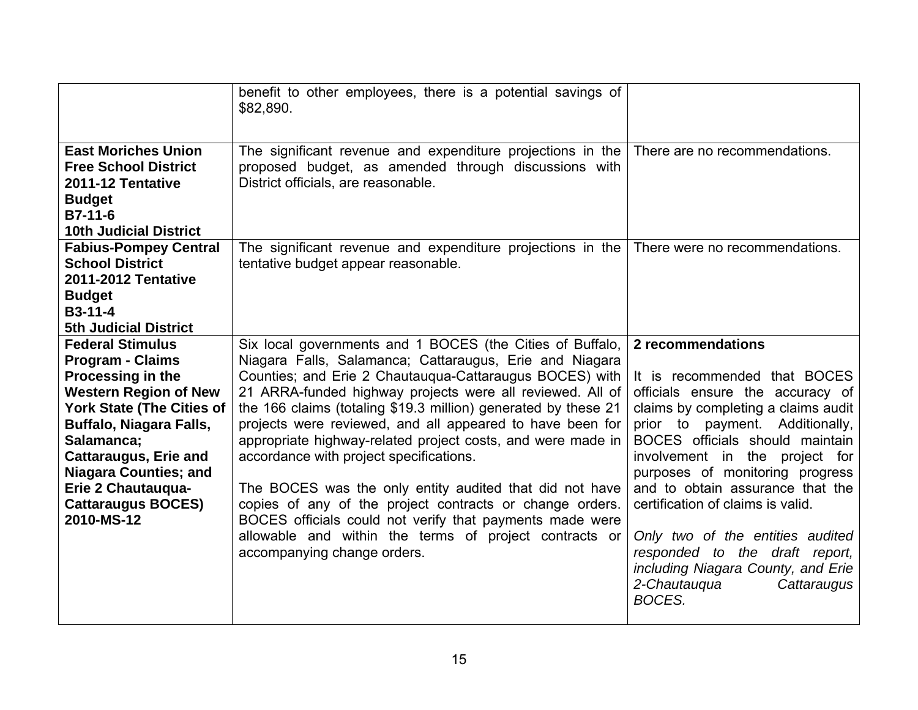| | | |
|---|---|---|
| | benefit to other employees, there is a potential savings of $82,890. | |
| **East Moriches Union Free School District 2011-12 Tentative Budget B7-11-6 10th Judicial District** | The significant revenue and expenditure projections in the proposed budget, as amended through discussions with District officials, are reasonable. | There are no recommendations. |
| **Fabius-Pompey Central School District 2011-2012 Tentative Budget B3-11-4 5th Judicial District** | The significant revenue and expenditure projections in the tentative budget appear reasonable. | There were no recommendations. |
| **Federal Stimulus Program - Claims Processing in the Western Region of New York State (The Cities of Buffalo, Niagara Falls, Salamanca; Cattaraugus, Erie and Niagara Counties; and Erie 2 Chautauqua-Cattaraugus BOCES) 2010-MS-12** | Six local governments and 1 BOCES (the Cities of Buffalo, Niagara Falls, Salamanca; Cattaraugus, Erie and Niagara Counties; and Erie 2 Chautauqua-Cattaraugus BOCES) with 21 ARRA-funded highway projects were all reviewed. All of the 166 claims (totaling $19.3 million) generated by these 21 projects were reviewed, and all appeared to have been for appropriate highway-related project costs, and were made in accordance with project specifications.<br><br>The BOCES was the only entity audited that did not have copies of any of the project contracts or change orders. BOCES officials could not verify that payments made were allowable and within the terms of project contracts or accompanying change orders. | **2 recommendations**<br><br>It is recommended that BOCES officials ensure the accuracy of claims by completing a claims audit prior to payment. Additionally, BOCES officials should maintain involvement in the project for purposes of monitoring progress and to obtain assurance that the certification of claims is valid.<br><br>*Only two of the entities audited responded to the draft report, including Niagara County, and Erie 2-Chautauqua Cattaraugus BOCES.* |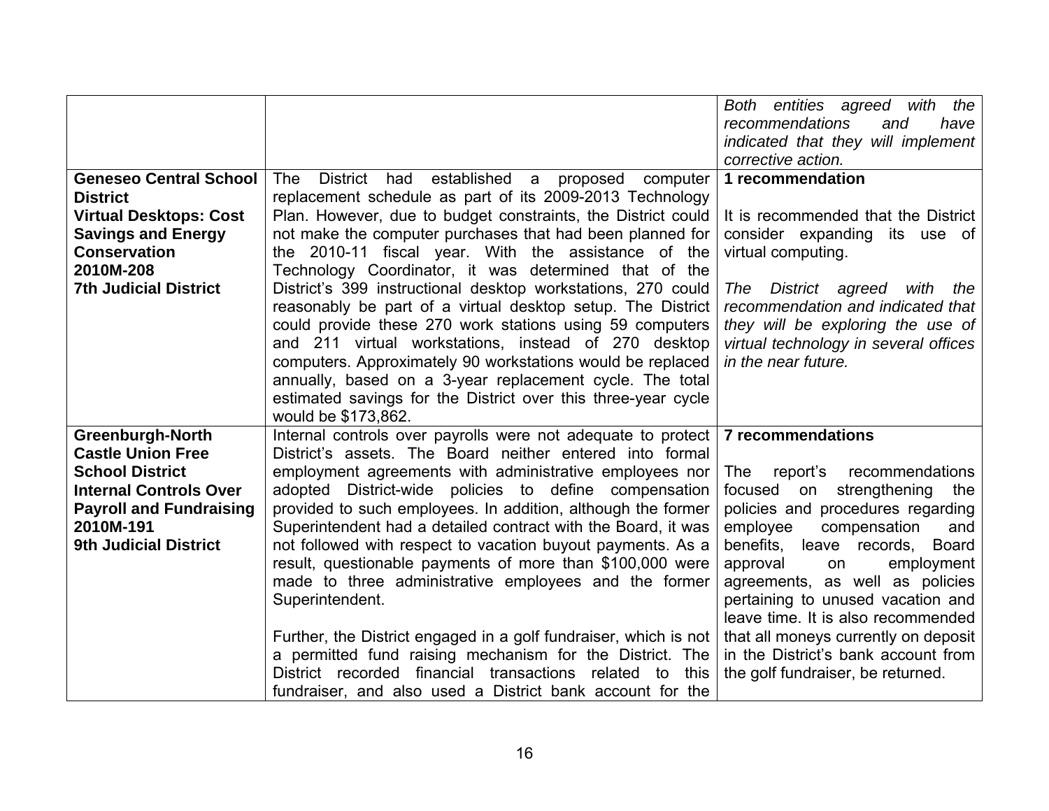| | | |
|---|---|---|
| | | *Both entities agreed with the recommendations and have indicated that they will implement corrective action.* |
| **Geneseo Central School District**<br>**Virtual Desktops: Cost Savings and Energy Conservation**<br>**2010M-208**<br>**7th Judicial District** | The District had established a proposed computer replacement schedule as part of its 2009-2013 Technology Plan. However, due to budget constraints, the District could not make the computer purchases that had been planned for the 2010-11 fiscal year. With the assistance of the Technology Coordinator, it was determined that of the District's 399 instructional desktop workstations, 270 could reasonably be part of a virtual desktop setup. The District could provide these 270 work stations using 59 computers and 211 virtual workstations, instead of 270 desktop computers. Approximately 90 workstations would be replaced annually, based on a 3-year replacement cycle. The total estimated savings for the District over this three-year cycle would be $173,862. | **1 recommendation**<br><br>It is recommended that the District consider expanding its use of virtual computing.<br><br>*The District agreed with the recommendation and indicated that they will be exploring the use of virtual technology in several offices in the near future.* |
| **Greenburgh-North Castle Union Free School District**<br>**Internal Controls Over Payroll and Fundraising**<br>**2010M-191**<br>**9th Judicial District** | Internal controls over payrolls were not adequate to protect District's assets. The Board neither entered into formal employment agreements with administrative employees nor adopted District-wide policies to define compensation provided to such employees. In addition, although the former Superintendent had a detailed contract with the Board, it was not followed with respect to vacation buyout payments. As a result, questionable payments of more than $100,000 were made to three administrative employees and the former Superintendent.<br><br>Further, the District engaged in a golf fundraiser, which is not a permitted fund raising mechanism for the District. The District recorded financial transactions related to this fundraiser, and also used a District bank account for the | **7 recommendations**<br><br>The report's recommendations focused on strengthening the policies and procedures regarding employee compensation and benefits, leave records, Board approval on employment agreements, as well as policies pertaining to unused vacation and leave time. It is also recommended that all moneys currently on deposit in the District's bank account from the golf fundraiser, be returned. |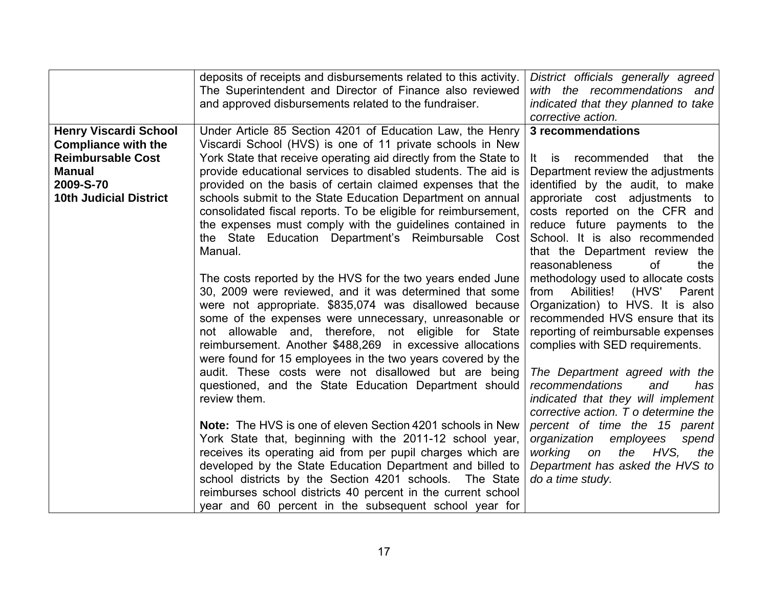| | | |
|---|---|---|
| | deposits of receipts and disbursements related to this activity. The Superintendent and Director of Finance also reviewed and approved disbursements related to the fundraiser. | *District officials generally agreed with the recommendations and indicated that they planned to take corrective action.* |
| **Henry Viscardi School Compliance with the Reimbursable Cost Manual**<br>**2009-S-70**<br>**10th Judicial District** | Under Article 85 Section 4201 of Education Law, the Henry Viscardi School (HVS) is one of 11 private schools in New York State that receive operating aid directly from the State to provide educational services to disabled students. The aid is provided on the basis of certain claimed expenses that the schools submit to the State Education Department on annual consolidated fiscal reports. To be eligible for reimbursement, the expenses must comply with the guidelines contained in the State Education Department's Reimbursable Cost Manual.<br><br>The costs reported by the HVS for the two years ended June 30, 2009 were reviewed, and it was determined that some were not appropriate. $835,074 was disallowed because some of the expenses were unnecessary, unreasonable or not allowable and, therefore, not eligible for State reimbursement. Another $488,269 in excessive allocations were found for 15 employees in the two years covered by the audit. These costs were not disallowed but are being questioned, and the State Education Department should review them.<br><br>**Note:** The HVS is one of eleven Section 4201 schools in New York State that, beginning with the 2011-12 school year, receives its operating aid from per pupil charges which are developed by the State Education Department and billed to school districts by the Section 4201 schools. The State reimburses school districts 40 percent in the current school year and 60 percent in the subsequent school year for | **3 recommendations**<br><br>It is recommended that the Department review the adjustments identified by the audit, to make approriate cost adjustments to costs reported on the CFR and reduce future payments to the School. It is also recommended that the Department review the reasonableness of the methodology used to allocate costs from Abilities! (HVS' Parent Organization) to HVS. It is also recommended HVS ensure that its reporting of reimbursable expenses complies with SED requirements.<br><br>*The Department agreed with the recommendations and has indicated that they will implement corrective action. T o determine the percent of time the 15 parent organization employees spend working on the HVS, the Department has asked the HVS to do a time study.* |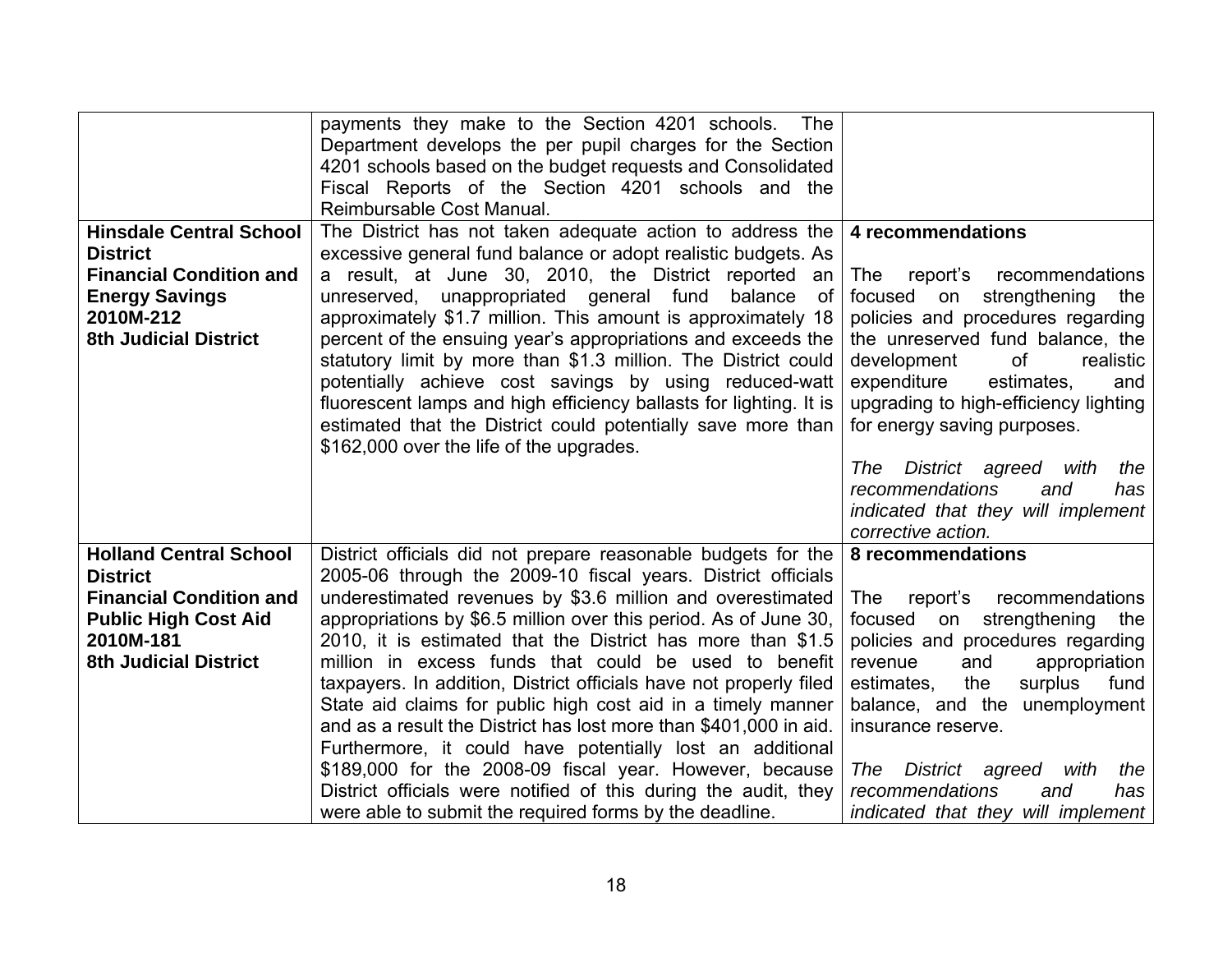| | | |
|---|---|---|
| | payments they make to the Section 4201 schools. The Department develops the per pupil charges for the Section 4201 schools based on the budget requests and Consolidated Fiscal Reports of the Section 4201 schools and the Reimbursable Cost Manual. | |
| **Hinsdale Central School District**<br>**Financial Condition and Energy Savings**<br>**2010M-212**<br>**8th Judicial District** | The District has not taken adequate action to address the excessive general fund balance or adopt realistic budgets. As a result, at June 30, 2010, the District reported an unreserved, unappropriated general fund balance of approximately \$1.7 million. This amount is approximately 18 percent of the ensuing year's appropriations and exceeds the statutory limit by more than \$1.3 million. The District could potentially achieve cost savings by using reduced-watt fluorescent lamps and high efficiency ballasts for lighting. It is estimated that the District could potentially save more than \$162,000 over the life of the upgrades. | **4 recommendations**<br><br>The report's recommendations focused on strengthening the policies and procedures regarding the unreserved fund balance, the development of realistic expenditure estimates, and upgrading to high-efficiency lighting for energy saving purposes.<br><br>*The District agreed with the recommendations and has indicated that they will implement corrective action.* |
| **Holland Central School District**<br>**Financial Condition and Public High Cost Aid**<br>**2010M-181**<br>**8th Judicial District** | District officials did not prepare reasonable budgets for the 2005-06 through the 2009-10 fiscal years. District officials underestimated revenues by \$3.6 million and overestimated appropriations by \$6.5 million over this period. As of June 30, 2010, it is estimated that the District has more than \$1.5 million in excess funds that could be used to benefit taxpayers. In addition, District officials have not properly filed State aid claims for public high cost aid in a timely manner and as a result the District has lost more than \$401,000 in aid. Furthermore, it could have potentially lost an additional \$189,000 for the 2008-09 fiscal year. However, because District officials were notified of this during the audit, they were able to submit the required forms by the deadline. | **8 recommendations**<br><br>The report's recommendations focused on strengthening the policies and procedures regarding revenue and appropriation estimates, the surplus fund balance, and the unemployment insurance reserve.<br><br>*The District agreed with the recommendations and has indicated that they will implement* |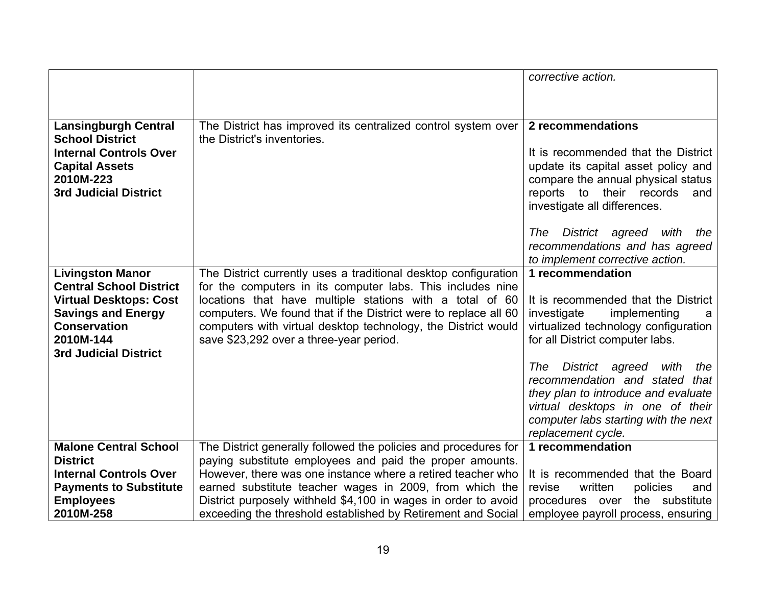| | | |
|---|---|---|
| | | *corrective action.* |
| **Lansingburgh Central School District**<br>**Internal Controls Over Capital Assets**<br>**2010M-223**<br>**3rd Judicial District** | The District has improved its centralized control system over the District's inventories. | **2 recommendations**<br><br>It is recommended that the District update its capital asset policy and compare the annual physical status reports to their records and investigate all differences.<br><br>*The District agreed with the recommendations and has agreed to implement corrective action.* |
| **Livingston Manor Central School District**<br>**Virtual Desktops: Cost Savings and Energy Conservation**<br>**2010M-144**<br>**3rd Judicial District** | The District currently uses a traditional desktop configuration for the computers in its computer labs. This includes nine locations that have multiple stations with a total of 60 computers. We found that if the District were to replace all 60 computers with virtual desktop technology, the District would save $23,292 over a three-year period. | **1 recommendation**<br><br>It is recommended that the District investigate implementing a virtualized technology configuration for all District computer labs.<br><br>*The District agreed with the recommendation and stated that they plan to introduce and evaluate virtual desktops in one of their computer labs starting with the next replacement cycle.* |
| **Malone Central School District**<br>**Internal Controls Over Payments to Substitute Employees**<br>**2010M-258** | The District generally followed the policies and procedures for paying substitute employees and paid the proper amounts. However, there was one instance where a retired teacher who earned substitute teacher wages in 2009, from which the District purposely withheld $4,100 in wages in order to avoid exceeding the threshold established by Retirement and Social | **1 recommendation**<br><br>It is recommended that the Board revise written policies and procedures over the substitute employee payroll process, ensuring |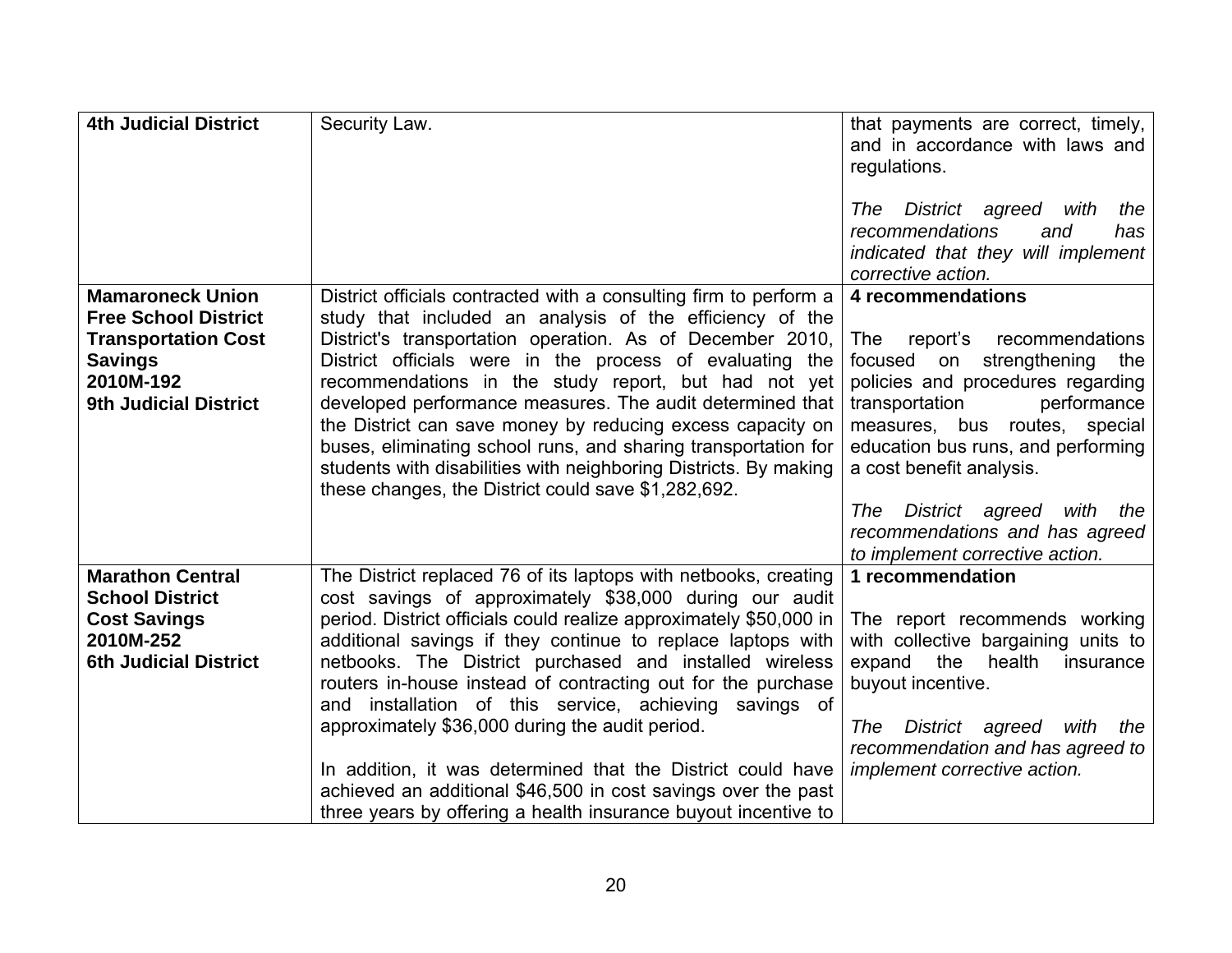| | | |
|---|---|---|
| **4th Judicial District** | Security Law. | that payments are correct, timely, and in accordance with laws and regulations.<br><br>*The District agreed with the recommendations and has indicated that they will implement corrective action.* |
| **Mamaroneck Union Free School District**<br>**Transportation Cost Savings**<br>**2010M-192**<br>**9th Judicial District** | District officials contracted with a consulting firm to perform a study that included an analysis of the efficiency of the District's transportation operation. As of December 2010, District officials were in the process of evaluating the recommendations in the study report, but had not yet developed performance measures. The audit determined that the District can save money by reducing excess capacity on buses, eliminating school runs, and sharing transportation for students with disabilities with neighboring Districts. By making these changes, the District could save $1,282,692. | **4 recommendations**<br><br>The report's recommendations focused on strengthening the policies and procedures regarding transportation performance measures, bus routes, special education bus runs, and performing a cost benefit analysis.<br><br>*The District agreed with the recommendations and has agreed to implement corrective action.* |
| **Marathon Central School District**<br>**Cost Savings**<br>**2010M-252**<br>**6th Judicial District** | The District replaced 76 of its laptops with netbooks, creating cost savings of approximately $38,000 during our audit period. District officials could realize approximately $50,000 in additional savings if they continue to replace laptops with netbooks. The District purchased and installed wireless routers in-house instead of contracting out for the purchase and installation of this service, achieving savings of approximately $36,000 during the audit period.<br><br>In addition, it was determined that the District could have achieved an additional $46,500 in cost savings over the past three years by offering a health insurance buyout incentive to | **1 recommendation**<br><br>The report recommends working with collective bargaining units to expand the health insurance buyout incentive.<br><br>*The District agreed with the recommendation and has agreed to implement corrective action.* |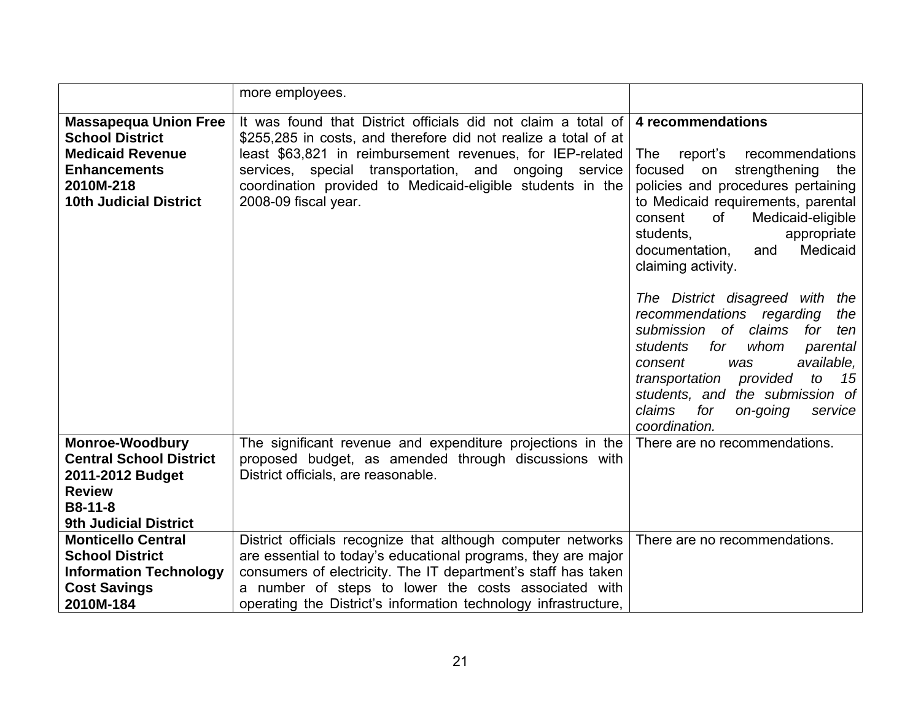| | | |
|---|---|---|
| | more employees. | |
| **Massapequa Union Free School District Medicaid Revenue Enhancements 2010M-218 10th Judicial District** | It was found that District officials did not claim a total of \$255,285 in costs, and therefore did not realize a total of at least \$63,821 in reimbursement revenues, for IEP-related services, special transportation, and ongoing service coordination provided to Medicaid-eligible students in the 2008-09 fiscal year. | **4 recommendations**<br><br>The report's recommendations focused on strengthening the policies and procedures pertaining to Medicaid requirements, parental consent of Medicaid-eligible students, appropriate documentation, and Medicaid claiming activity.<br><br>*The District disagreed with the recommendations regarding the submission of claims for ten students for whom parental consent was available, transportation provided to 15 students, and the submission of claims for on-going service coordination.* |
| **Monroe-Woodbury Central School District 2011-2012 Budget Review B8-11-8 9th Judicial District** | The significant revenue and expenditure projections in the proposed budget, as amended through discussions with District officials, are reasonable. | There are no recommendations. |
| **Monticello Central School District Information Technology Cost Savings 2010M-184** | District officials recognize that although computer networks are essential to today's educational programs, they are major consumers of electricity. The IT department's staff has taken a number of steps to lower the costs associated with operating the District's information technology infrastructure, | There are no recommendations. |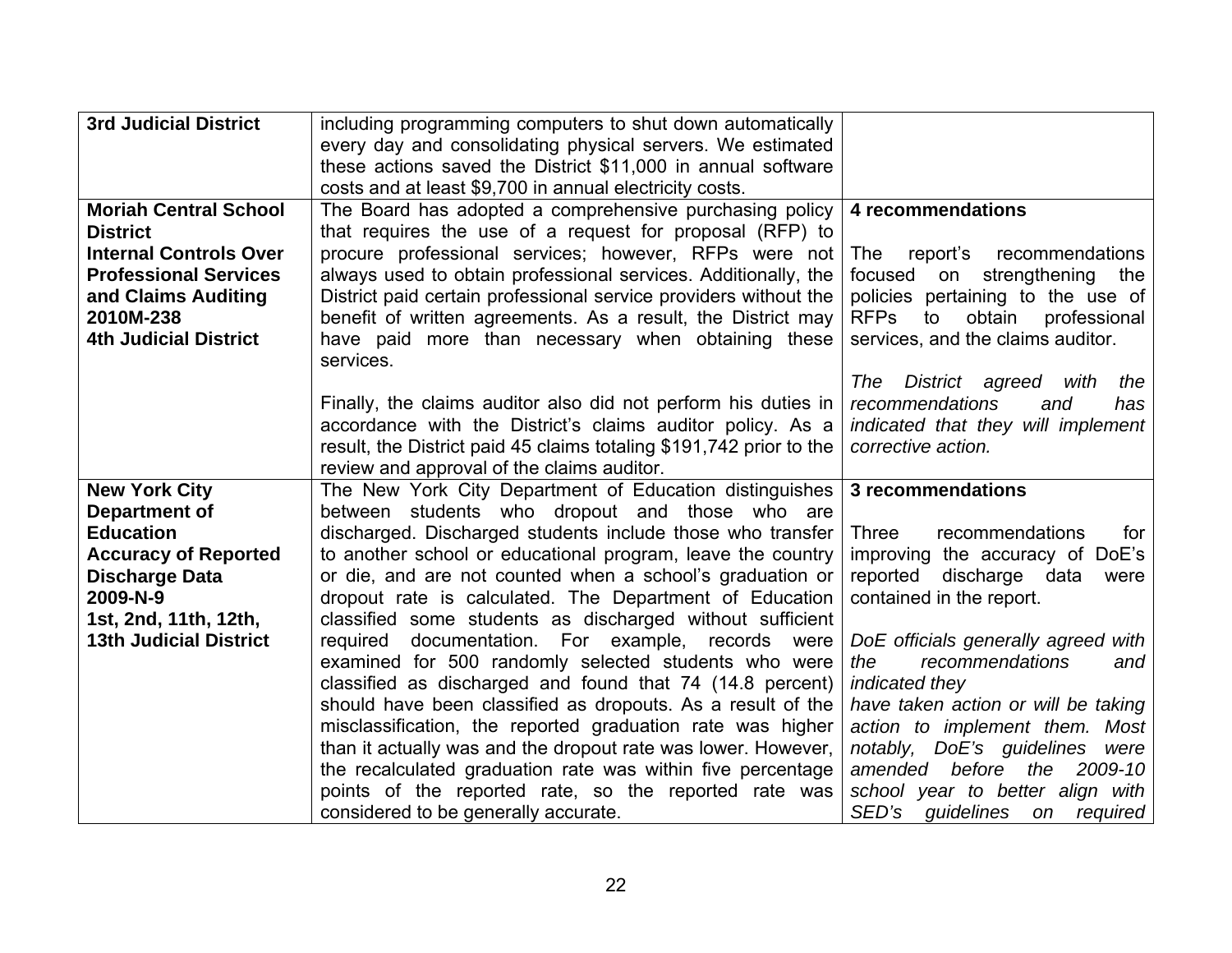| | | |
|---|---|---|
| **3rd Judicial District** | including programming computers to shut down automatically every day and consolidating physical servers. We estimated these actions saved the District $11,000 in annual software costs and at least $9,700 in annual electricity costs. | |
| **Moriah Central School District**<br>**Internal Controls Over Professional Services and Claims Auditing**<br>**2010M-238**<br>**4th Judicial District** | The Board has adopted a comprehensive purchasing policy that requires the use of a request for proposal (RFP) to procure professional services; however, RFPs were not always used to obtain professional services. Additionally, the District paid certain professional service providers without the benefit of written agreements. As a result, the District may have paid more than necessary when obtaining these services.<br><br>Finally, the claims auditor also did not perform his duties in accordance with the District's claims auditor policy. As a result, the District paid 45 claims totaling $191,742 prior to the review and approval of the claims auditor. | **4 recommendations**<br><br>The report's recommendations focused on strengthening the policies pertaining to the use of RFPs to obtain professional services, and the claims auditor.<br><br>*The District agreed with the recommendations and has indicated that they will implement corrective action.* |
| **New York City Department of Education**<br>**Accuracy of Reported Discharge Data**<br>**2009-N-9**<br>**1st, 2nd, 11th, 12th, 13th Judicial District** | The New York City Department of Education distinguishes between students who dropout and those who are discharged. Discharged students include those who transfer to another school or educational program, leave the country or die, and are not counted when a school's graduation or dropout rate is calculated. The Department of Education classified some students as discharged without sufficient required documentation. For example, records were examined for 500 randomly selected students who were classified as discharged and found that 74 (14.8 percent) should have been classified as dropouts. As a result of the misclassification, the reported graduation rate was higher than it actually was and the dropout rate was lower. However, the recalculated graduation rate was within five percentage points of the reported rate, so the reported rate was considered to be generally accurate. | **3 recommendations**<br><br>Three recommendations for improving the accuracy of DoE's reported discharge data were contained in the report.<br><br>*DoE officials generally agreed with the recommendations and indicated they have taken action or will be taking action to implement them. Most notably, DoE's guidelines were amended before the 2009-10 school year to better align with SED's guidelines on required* |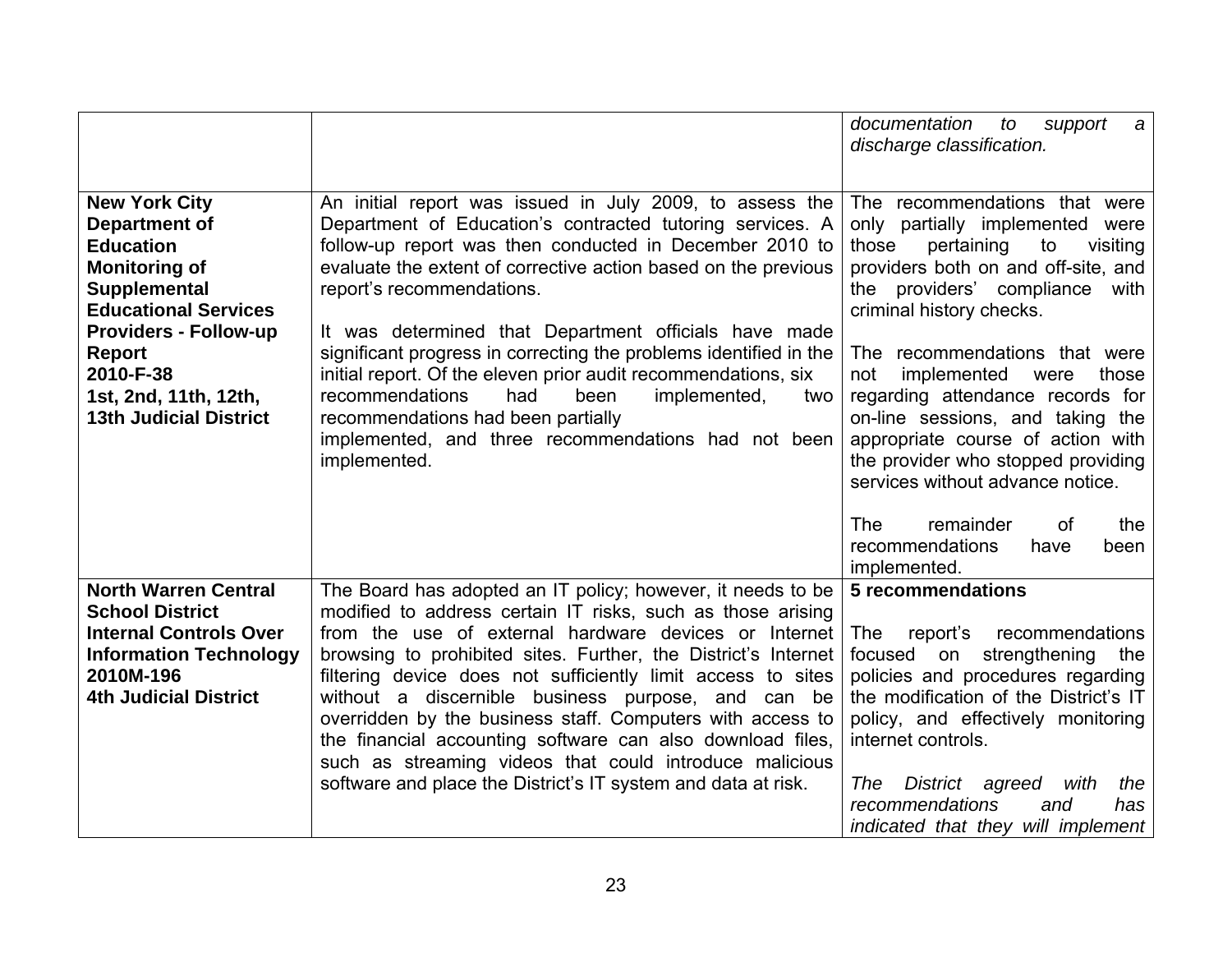| | | |
|---|---|---|
| | | *documentation to support a discharge classification.* |
| **New York City Department of Education Monitoring of Supplemental Educational Services Providers - Follow-up Report 2010-F-38 1st, 2nd, 11th, 12th, 13th Judicial District** | An initial report was issued in July 2009, to assess the Department of Education's contracted tutoring services. A follow-up report was then conducted in December 2010 to evaluate the extent of corrective action based on the previous report's recommendations.<br><br>It was determined that Department officials have made significant progress in correcting the problems identified in the initial report. Of the eleven prior audit recommendations, six recommendations had been implemented, two recommendations had been partially implemented, and three recommendations had not been implemented. | The recommendations that were only partially implemented were those pertaining to visiting providers both on and off-site, and the providers' compliance with criminal history checks.<br><br>The recommendations that were not implemented were those regarding attendance records for on-line sessions, and taking the appropriate course of action with the provider who stopped providing services without advance notice.<br><br>The remainder of the recommendations have been implemented. |
| **North Warren Central School District Internal Controls Over Information Technology 2010M-196 4th Judicial District** | The Board has adopted an IT policy; however, it needs to be modified to address certain IT risks, such as those arising from the use of external hardware devices or Internet browsing to prohibited sites. Further, the District's Internet filtering device does not sufficiently limit access to sites without a discernible business purpose, and can be overridden by the business staff. Computers with access to the financial accounting software can also download files, such as streaming videos that could introduce malicious software and place the District's IT system and data at risk. | **5 recommendations**<br><br>The report's recommendations focused on strengthening the policies and procedures regarding the modification of the District's IT policy, and effectively monitoring internet controls.<br><br>*The District agreed with the recommendations and has indicated that they will implement* |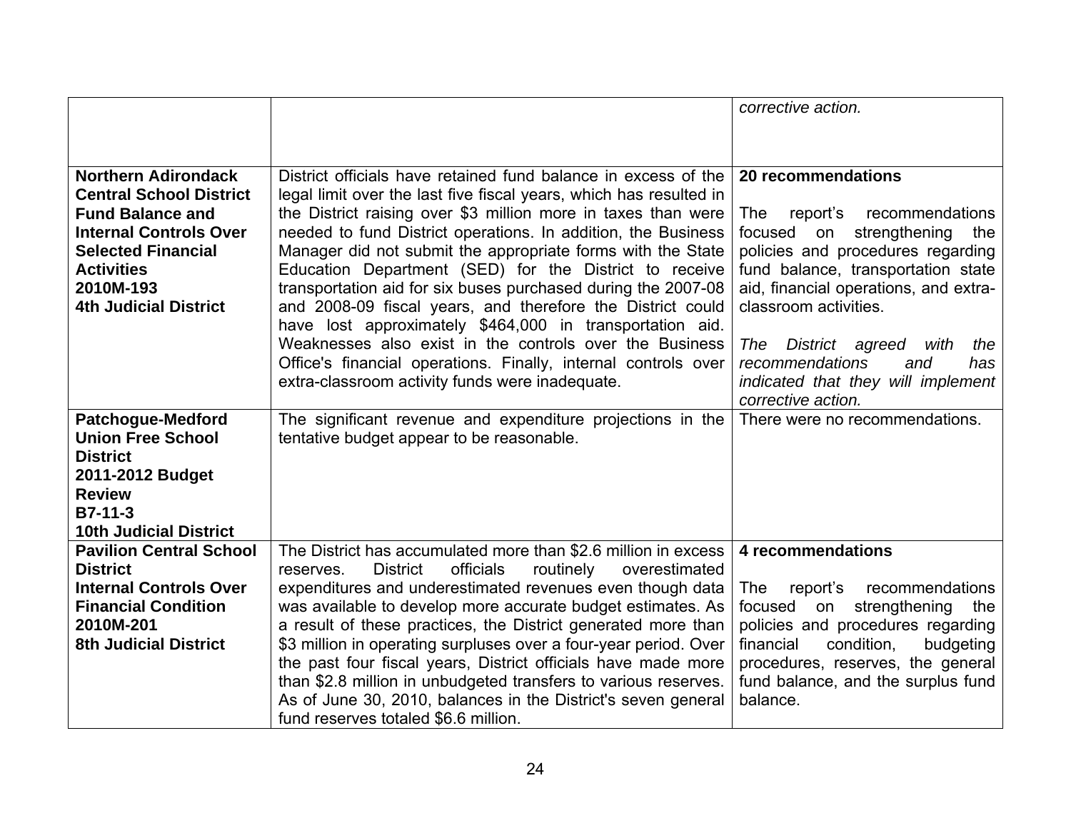| | | |
|---|---|---|
| | | *corrective action.* |
| **Northern Adirondack Central School District Fund Balance and Internal Controls Over Selected Financial Activities 2010M-193 4th Judicial District** | District officials have retained fund balance in excess of the legal limit over the last five fiscal years, which has resulted in the District raising over $3 million more in taxes than were needed to fund District operations. In addition, the Business Manager did not submit the appropriate forms with the State Education Department (SED) for the District to receive transportation aid for six buses purchased during the 2007-08 and 2008-09 fiscal years, and therefore the District could have lost approximately $464,000 in transportation aid. Weaknesses also exist in the controls over the Business Office's financial operations. Finally, internal controls over extra-classroom activity funds were inadequate. | **20 recommendations**<br><br>The report's recommendations focused on strengthening the policies and procedures regarding fund balance, transportation state aid, financial operations, and extra-classroom activities.<br><br>*The District agreed with the recommendations and has indicated that they will implement corrective action.* |
| **Patchogue-Medford Union Free School District 2011-2012 Budget Review B7-11-3 10th Judicial District** | The significant revenue and expenditure projections in the tentative budget appear to be reasonable. | There were no recommendations. |
| **Pavilion Central School District Internal Controls Over Financial Condition 2010M-201 8th Judicial District** | The District has accumulated more than $2.6 million in excess reserves. District officials routinely overestimated expenditures and underestimated revenues even though data was available to develop more accurate budget estimates. As a result of these practices, the District generated more than $3 million in operating surpluses over a four-year period. Over the past four fiscal years, District officials have made more than $2.8 million in unbudgeted transfers to various reserves. As of June 30, 2010, balances in the District's seven general fund reserves totaled $6.6 million. | **4 recommendations**<br><br>The report's recommendations focused on strengthening the policies and procedures regarding financial condition, budgeting procedures, reserves, the general fund balance, and the surplus fund balance. |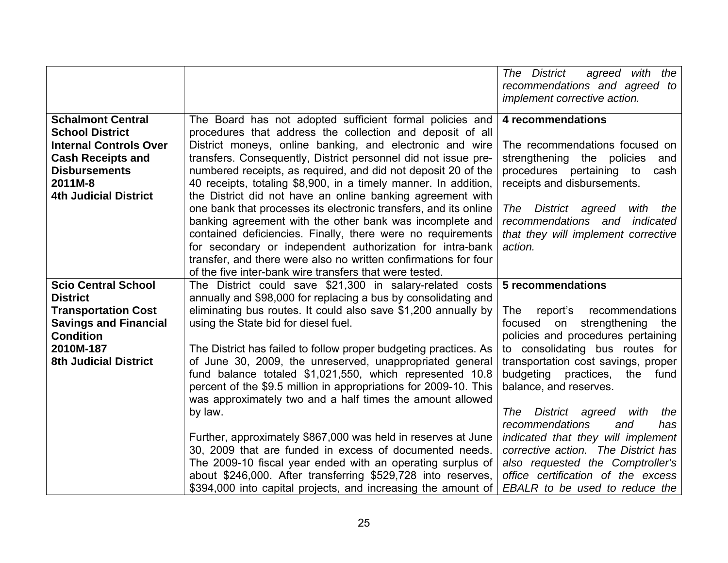| | | |
|---|---|---|
| | | *The District agreed with the recommendations and agreed to implement corrective action.* |
| **Schalmont Central School District**<br>**Internal Controls Over Cash Receipts and Disbursements**<br>**2011M-8**<br>**4th Judicial District** | The Board has not adopted sufficient formal policies and procedures that address the collection and deposit of all District moneys, online banking, and electronic and wire transfers. Consequently, District personnel did not issue pre-numbered receipts, as required, and did not deposit 20 of the 40 receipts, totaling $8,900, in a timely manner. In addition, the District did not have an online banking agreement with one bank that processes its electronic transfers, and its online banking agreement with the other bank was incomplete and contained deficiencies. Finally, there were no requirements for secondary or independent authorization for intra-bank transfer, and there were also no written confirmations for four of the five inter-bank wire transfers that were tested. | **4 recommendations**<br><br>The recommendations focused on strengthening the policies and procedures pertaining to cash receipts and disbursements.<br><br>*The District agreed with the recommendations and indicated that they will implement corrective action.* |
| **Scio Central School District**<br>**Transportation Cost Savings and Financial Condition**<br>**2010M-187**<br>**8th Judicial District** | The District could save $21,300 in salary-related costs annually and $98,000 for replacing a bus by consolidating and eliminating bus routes. It could also save $1,200 annually by using the State bid for diesel fuel.<br><br>The District has failed to follow proper budgeting practices. As of June 30, 2009, the unreserved, unappropriated general fund balance totaled $1,021,550, which represented 10.8 percent of the $9.5 million in appropriations for 2009-10. This was approximately two and a half times the amount allowed by law.<br><br>Further, approximately $867,000 was held in reserves at June 30, 2009 that are funded in excess of documented needs. The 2009-10 fiscal year ended with an operating surplus of about $246,000. After transferring $529,728 into reserves, $394,000 into capital projects, and increasing the amount of | **5 recommendations**<br><br>The report's recommendations focused on strengthening the policies and procedures pertaining to consolidating bus routes for transportation cost savings, proper budgeting practices, the fund balance, and reserves.<br><br>*The District agreed with the recommendations and has indicated that they will implement corrective action. The District has also requested the Comptroller's office certification of the excess EBALR to be used to reduce the* |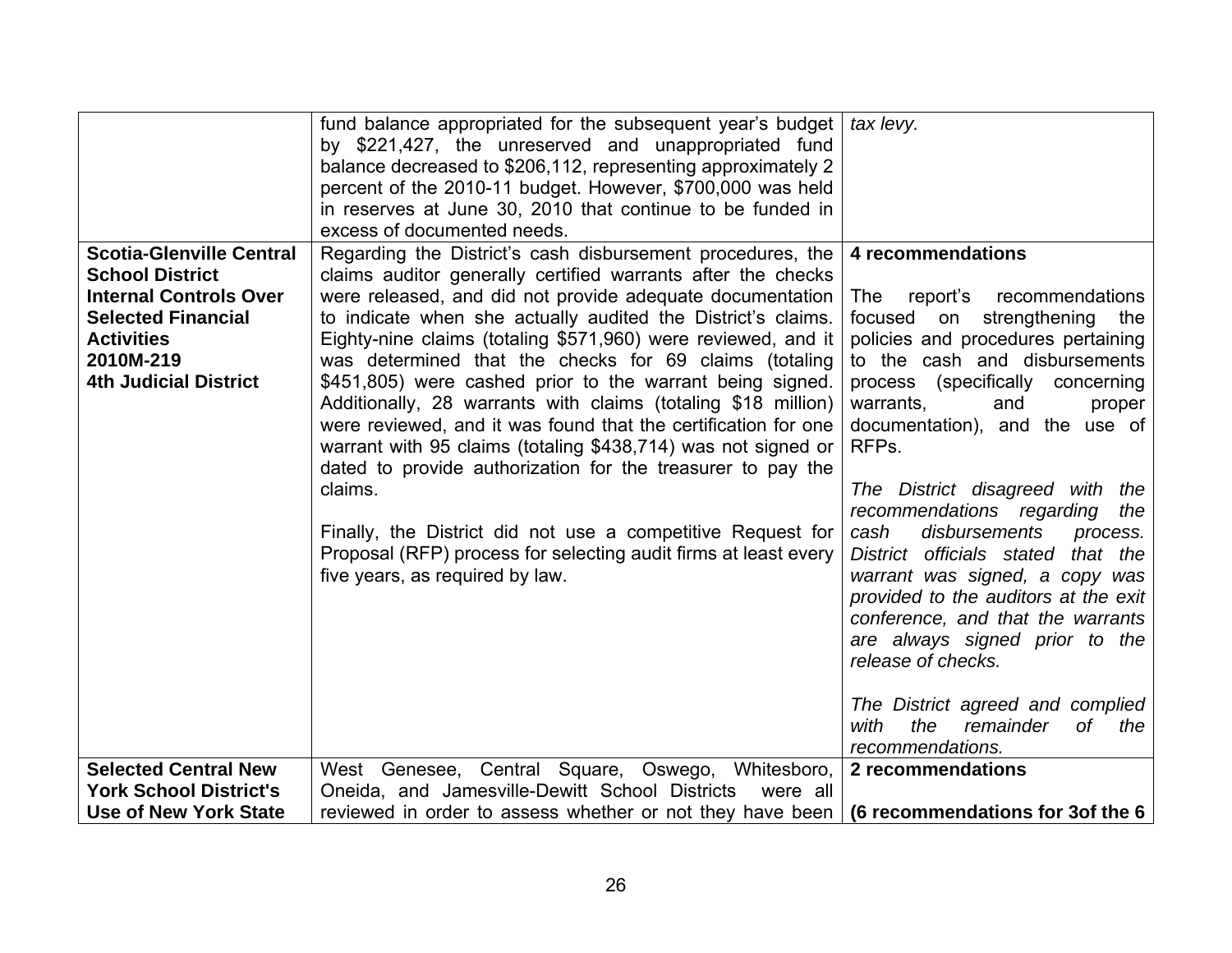| | | |
|---|---|---|
| | fund balance appropriated for the subsequent year's budget by $221,427, the unreserved and unappropriated fund balance decreased to $206,112, representing approximately 2 percent of the 2010-11 budget. However, $700,000 was held in reserves at June 30, 2010 that continue to be funded in excess of documented needs. | *tax levy.* |
| **Scotia-Glenville Central School District Internal Controls Over Selected Financial Activities 2010M-219 4th Judicial District** | Regarding the District's cash disbursement procedures, the claims auditor generally certified warrants after the checks were released, and did not provide adequate documentation to indicate when she actually audited the District's claims. Eighty-nine claims (totaling $571,960) were reviewed, and it was determined that the checks for 69 claims (totaling $451,805) were cashed prior to the warrant being signed. Additionally, 28 warrants with claims (totaling $18 million) were reviewed, and it was found that the certification for one warrant with 95 claims (totaling $438,714) was not signed or dated to provide authorization for the treasurer to pay the claims.<br><br>Finally, the District did not use a competitive Request for Proposal (RFP) process for selecting audit firms at least every five years, as required by law. | **4 recommendations**<br><br>The report's recommendations focused on strengthening the policies and procedures pertaining to the cash and disbursements process (specifically concerning warrants, and proper documentation), and the use of RFPs.<br><br>*The District disagreed with the recommendations regarding the cash disbursements process. District officials stated that the warrant was signed, a copy was provided to the auditors at the exit conference, and that the warrants are always signed prior to the release of checks.*<br><br>*The District agreed and complied with the remainder of the recommendations.* |
| **Selected Central New York School District's Use of New York State** | West Genesee, Central Square, Oswego, Whitesboro, Oneida, and Jamesville-Dewitt School Districts were all reviewed in order to assess whether or not they have been | **2 recommendations**<br><br>**(6 recommendations for 3of the 6** |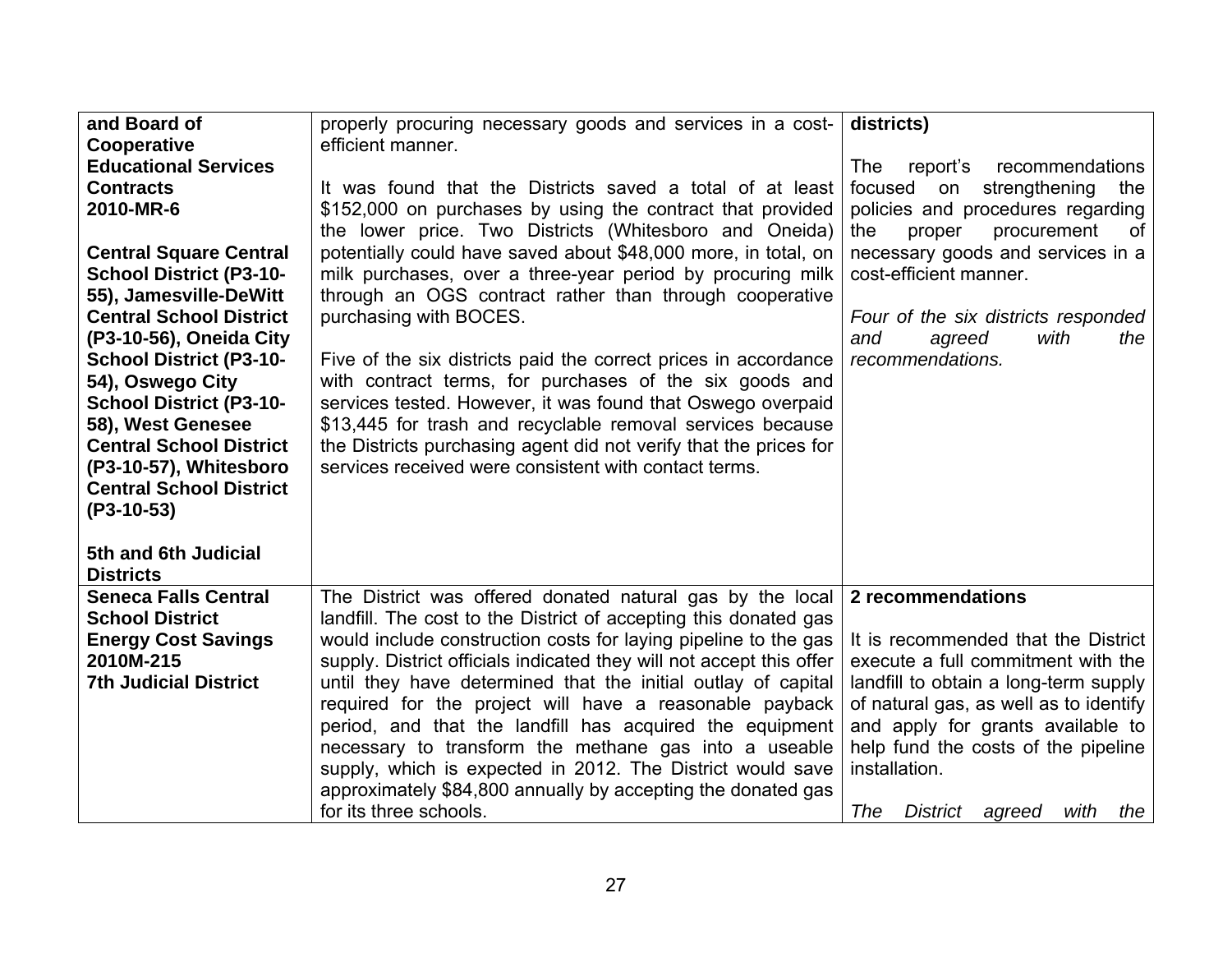| | | |
|---|---|---|
| **and Board of Cooperative Educational Services Contracts 2010-MR-6**<br><br>**Central Square Central School District (P3-10-55), Jamesville-DeWitt Central School District (P3-10-56), Oneida City School District (P3-10-54), Oswego City School District (P3-10-58), West Genesee Central School District (P3-10-57), Whitesboro Central School District (P3-10-53)**<br><br>**5th and 6th Judicial Districts** | properly procuring necessary goods and services in a cost-efficient manner.<br><br>It was found that the Districts saved a total of at least $152,000 on purchases by using the contract that provided the lower price. Two Districts (Whitesboro and Oneida) potentially could have saved about $48,000 more, in total, on milk purchases, over a three-year period by procuring milk through an OGS contract rather than through cooperative purchasing with BOCES.<br><br>Five of the six districts paid the correct prices in accordance with contract terms, for purchases of the six goods and services tested. However, it was found that Oswego overpaid $13,445 for trash and recyclable removal services because the Districts purchasing agent did not verify that the prices for services received were consistent with contact terms. | **districts)**<br><br>The report's recommendations focused on strengthening the policies and procedures regarding the proper procurement of necessary goods and services in a cost-efficient manner.<br><br>*Four of the six districts responded and agreed with the recommendations.* |
| **Seneca Falls Central School District Energy Cost Savings 2010M-215 7th Judicial District** | The District was offered donated natural gas by the local landfill. The cost to the District of accepting this donated gas would include construction costs for laying pipeline to the gas supply. District officials indicated they will not accept this offer until they have determined that the initial outlay of capital required for the project will have a reasonable payback period, and that the landfill has acquired the equipment necessary to transform the methane gas into a useable supply, which is expected in 2012. The District would save approximately $84,800 annually by accepting the donated gas for its three schools. | **2 recommendations**<br><br>It is recommended that the District execute a full commitment with the landfill to obtain a long-term supply of natural gas, as well as to identify and apply for grants available to help fund the costs of the pipeline installation.<br><br>*The District agreed with the* |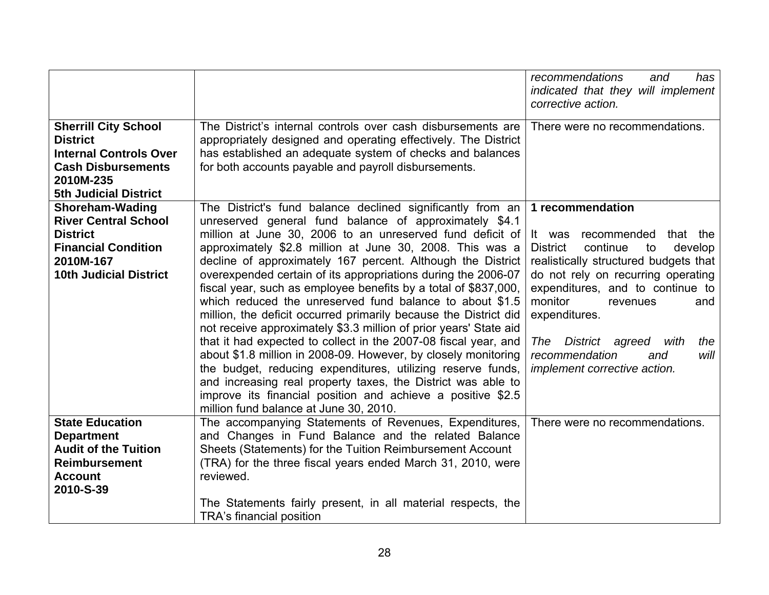| | | |
|---|---|---|
| | | *recommendations and has indicated that they will implement corrective action.* |
| **Sherrill City School District Internal Controls Over Cash Disbursements 2010M-235 5th Judicial District** | The District's internal controls over cash disbursements are appropriately designed and operating effectively. The District has established an adequate system of checks and balances for both accounts payable and payroll disbursements. | There were no recommendations. |
| **Shoreham-Wading River Central School District Financial Condition 2010M-167 10th Judicial District** | The District's fund balance declined significantly from an unreserved general fund balance of approximately $4.1 million at June 30, 2006 to an unreserved fund deficit of approximately $2.8 million at June 30, 2008. This was a decline of approximately 167 percent. Although the District overexpended certain of its appropriations during the 2006-07 fiscal year, such as employee benefits by a total of $837,000, which reduced the unreserved fund balance to about $1.5 million, the deficit occurred primarily because the District did not receive approximately $3.3 million of prior years' State aid that it had expected to collect in the 2007-08 fiscal year, and about $1.8 million in 2008-09. However, by closely monitoring the budget, reducing expenditures, utilizing reserve funds, and increasing real property taxes, the District was able to improve its financial position and achieve a positive $2.5 million fund balance at June 30, 2010. | **1 recommendation**<br><br>It was recommended that the District continue to develop realistically structured budgets that do not rely on recurring operating expenditures, and to continue to monitor revenues and expenditures.<br><br>*The District agreed with the recommendation and will implement corrective action.* |
| **State Education Department Audit of the Tuition Reimbursement Account 2010-S-39** | The accompanying Statements of Revenues, Expenditures, and Changes in Fund Balance and the related Balance Sheets (Statements) for the Tuition Reimbursement Account (TRA) for the three fiscal years ended March 31, 2010, were reviewed.<br><br>The Statements fairly present, in all material respects, the TRA's financial position | There were no recommendations. |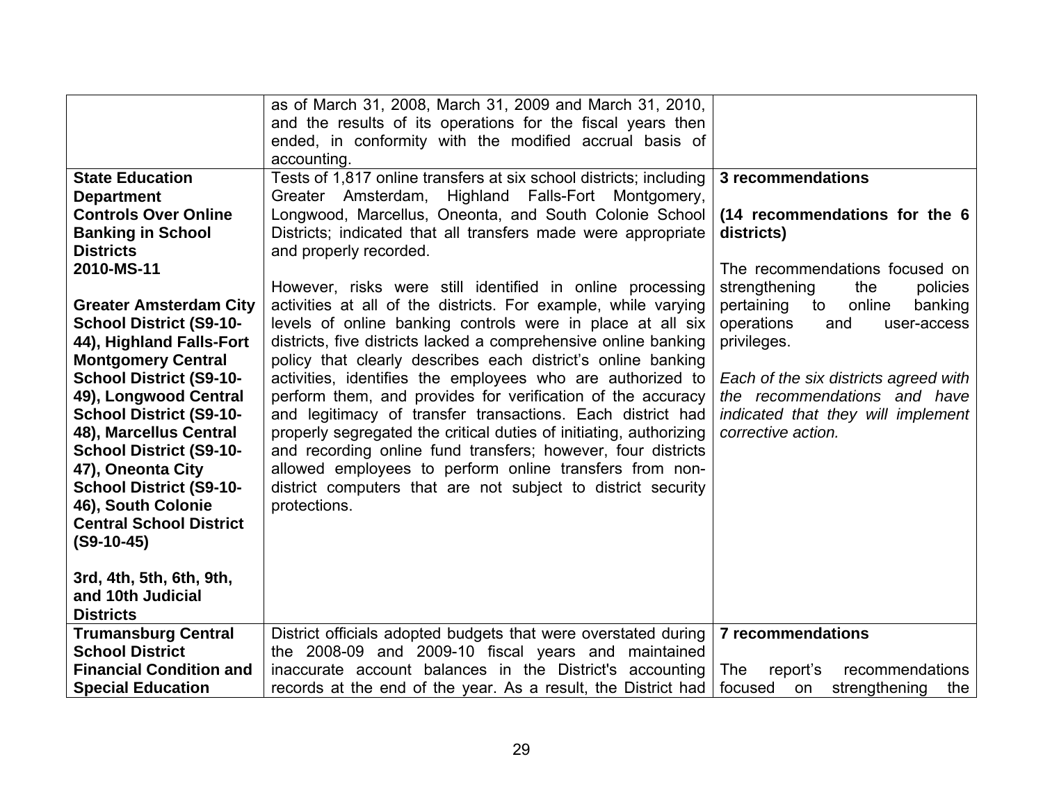|  |  |  |
|---|---|---|
|  | as of March 31, 2008, March 31, 2009 and March 31, 2010, and the results of its operations for the fiscal years then ended, in conformity with the modified accrual basis of accounting. |  |
| **State Education Department Controls Over Online Banking in School Districts 2010-MS-11**<br><br>**Greater Amsterdam City School District (S9-10-44), Highland Falls-Fort Montgomery Central School District (S9-10-49), Longwood Central School District (S9-10-48), Marcellus Central School District (S9-10-47), Oneonta City School District (S9-10-46), South Colonie Central School District (S9-10-45)**<br><br>**3rd, 4th, 5th, 6th, 9th, and 10th Judicial Districts** | Tests of 1,817 online transfers at six school districts; including Greater Amsterdam, Highland Falls-Fort Montgomery, Longwood, Marcellus, Oneonta, and South Colonie School Districts; indicated that all transfers made were appropriate and properly recorded.<br><br>However, risks were still identified in online processing activities at all of the districts. For example, while varying levels of online banking controls were in place at all six districts, five districts lacked a comprehensive online banking policy that clearly describes each district's online banking activities, identifies the employees who are authorized to perform them, and provides for verification of the accuracy and legitimacy of transfer transactions. Each district had properly segregated the critical duties of initiating, authorizing and recording online fund transfers; however, four districts allowed employees to perform online transfers from non-district computers that are not subject to district security protections. | **3 recommendations**<br><br>**(14 recommendations for the 6 districts)**<br><br>The recommendations focused on strengthening the policies pertaining to online banking operations and user-access privileges.<br><br>*Each of the six districts agreed with the recommendations and have indicated that they will implement corrective action.* |
| **Trumansburg Central School District Financial Condition and Special Education** | District officials adopted budgets that were overstated during the 2008-09 and 2009-10 fiscal years and maintained inaccurate account balances in the District's accounting records at the end of the year. As a result, the District had | **7 recommendations**<br><br>The report's recommendations focused on strengthening the |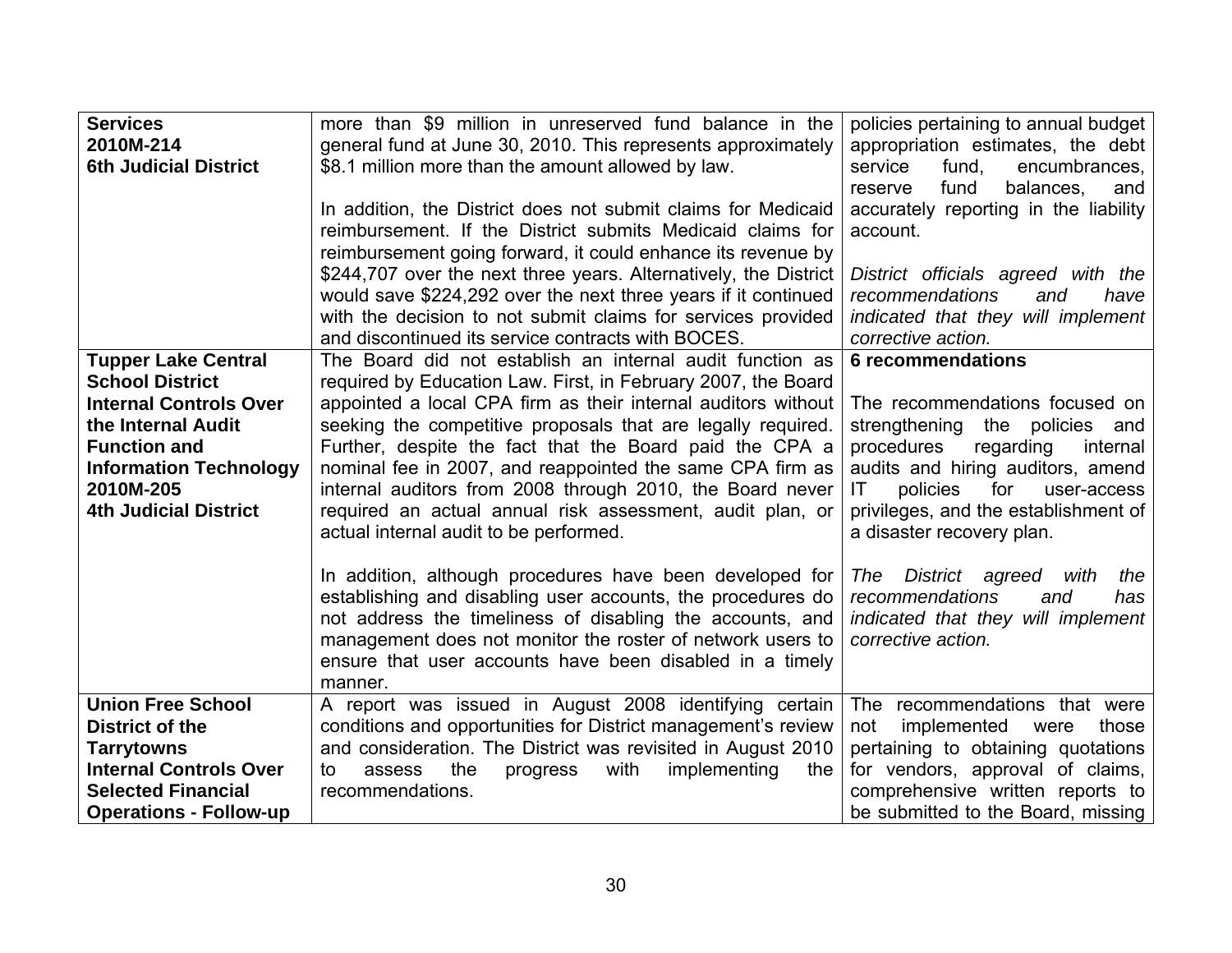| | | |
|---|---|---|
| **Services**<br>**2010M-214**<br>**6th Judicial District** | more than $9 million in unreserved fund balance in the general fund at June 30, 2010. This represents approximately $8.1 million more than the amount allowed by law.<br><br>In addition, the District does not submit claims for Medicaid reimbursement. If the District submits Medicaid claims for reimbursement going forward, it could enhance its revenue by $244,707 over the next three years. Alternatively, the District would save $224,292 over the next three years if it continued with the decision to not submit claims for services provided and discontinued its service contracts with BOCES. | policies pertaining to annual budget appropriation estimates, the debt service fund, encumbrances, reserve fund balances, and accurately reporting in the liability account.<br><br>*District officials agreed with the recommendations and have indicated that they will implement corrective action.* |
| **Tupper Lake Central School District**<br>**Internal Controls Over the Internal Audit Function and Information Technology**<br>**2010M-205**<br>**4th Judicial District** | The Board did not establish an internal audit function as required by Education Law. First, in February 2007, the Board appointed a local CPA firm as their internal auditors without seeking the competitive proposals that are legally required. Further, despite the fact that the Board paid the CPA a nominal fee in 2007, and reappointed the same CPA firm as internal auditors from 2008 through 2010, the Board never required an actual annual risk assessment, audit plan, or actual internal audit to be performed.<br><br>In addition, although procedures have been developed for establishing and disabling user accounts, the procedures do not address the timeliness of disabling the accounts, and management does not monitor the roster of network users to ensure that user accounts have been disabled in a timely manner. | **6 recommendations**<br><br>The recommendations focused on strengthening the policies and procedures regarding internal audits and hiring auditors, amend IT policies for user-access privileges, and the establishment of a disaster recovery plan.<br><br>*The District agreed with the recommendations and has indicated that they will implement corrective action.* |
| **Union Free School District of the Tarrytowns**<br>**Internal Controls Over Selected Financial Operations - Follow-up** | A report was issued in August 2008 identifying certain conditions and opportunities for District management's review and consideration. The District was revisited in August 2010 to assess the progress with implementing the recommendations. | The recommendations that were not implemented were those pertaining to obtaining quotations for vendors, approval of claims, comprehensive written reports to be submitted to the Board, missing |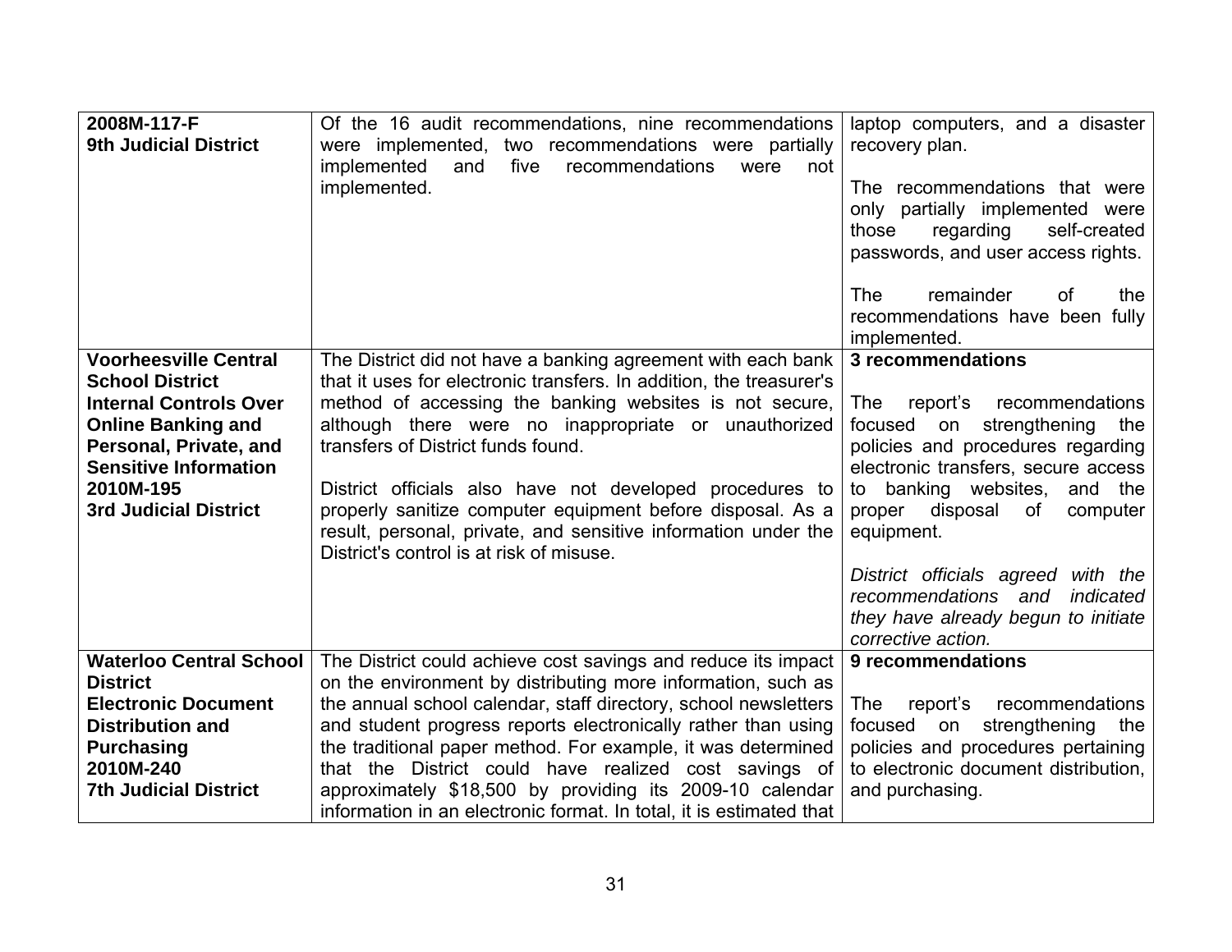| | | |
|---|---|---|
| **2008M-117-F**<br>**9th Judicial District** | Of the 16 audit recommendations, nine recommendations were implemented, two recommendations were partially implemented and five recommendations were not implemented. | laptop computers, and a disaster recovery plan.<br><br>The recommendations that were only partially implemented were those regarding self-created passwords, and user access rights.<br><br>The remainder of the recommendations have been fully implemented. |
| **Voorheesville Central School District**<br>**Internal Controls Over Online Banking and Personal, Private, and Sensitive Information**<br>**2010M-195**<br>**3rd Judicial District** | The District did not have a banking agreement with each bank that it uses for electronic transfers. In addition, the treasurer's method of accessing the banking websites is not secure, although there were no inappropriate or unauthorized transfers of District funds found.<br><br>District officials also have not developed procedures to properly sanitize computer equipment before disposal. As a result, personal, private, and sensitive information under the District's control is at risk of misuse. | **3 recommendations**<br><br>The report's recommendations focused on strengthening the policies and procedures regarding electronic transfers, secure access to banking websites, and the proper disposal of computer equipment.<br><br>*District officials agreed with the recommendations and indicated they have already begun to initiate corrective action.* |
| **Waterloo Central School District**<br>**Electronic Document Distribution and Purchasing**<br>**2010M-240**<br>**7th Judicial District** | The District could achieve cost savings and reduce its impact on the environment by distributing more information, such as the annual school calendar, staff directory, school newsletters and student progress reports electronically rather than using the traditional paper method. For example, it was determined that the District could have realized cost savings of approximately $18,500 by providing its 2009-10 calendar information in an electronic format. In total, it is estimated that | **9 recommendations**<br><br>The report's recommendations focused on strengthening the policies and procedures pertaining to electronic document distribution, and purchasing. |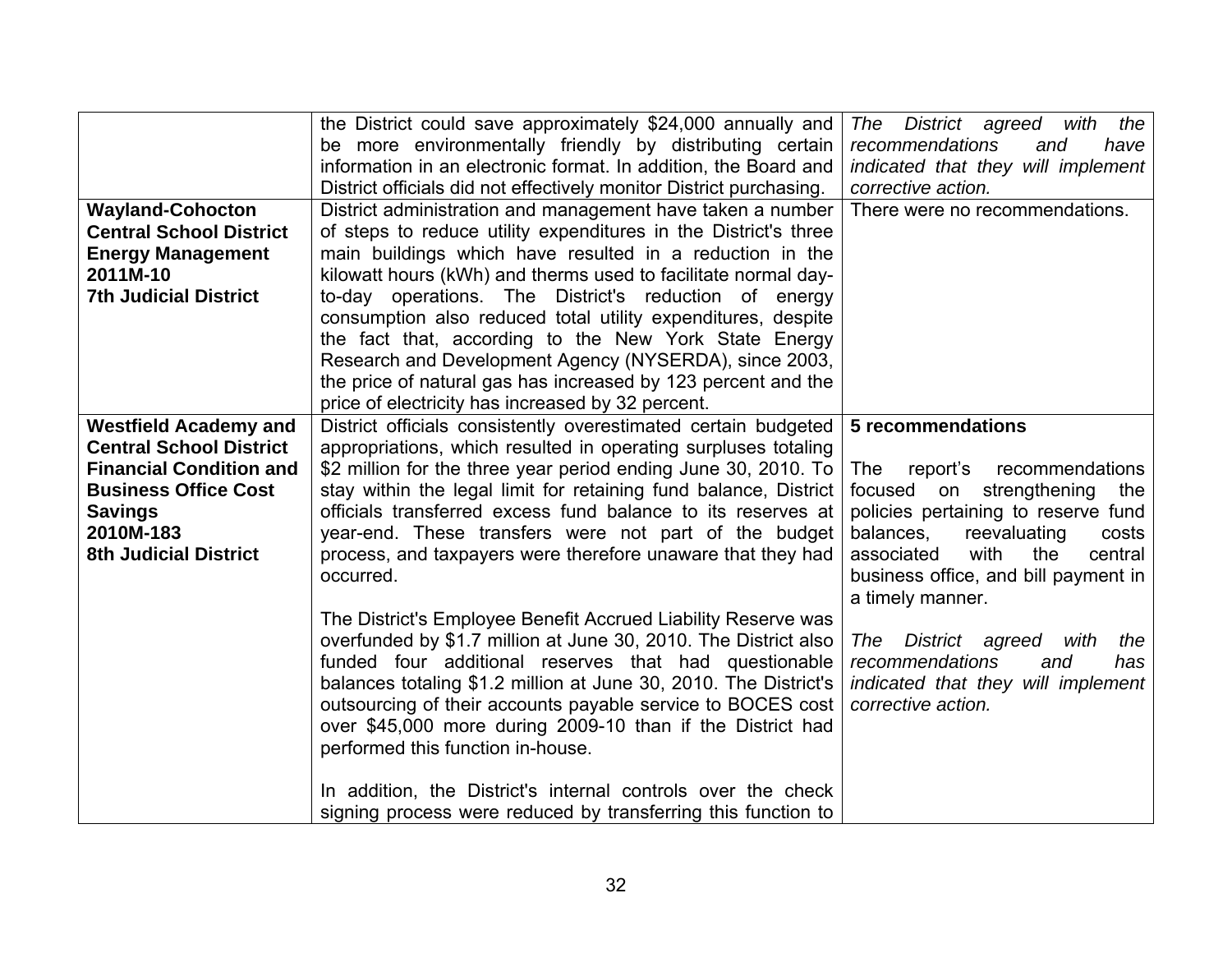| | | |
|---|---|---|
| | the District could save approximately $24,000 annually and be more environmentally friendly by distributing certain information in an electronic format. In addition, the Board and District officials did not effectively monitor District purchasing. | *The District agreed with the recommendations and have indicated that they will implement corrective action.* |
| **Wayland-Cohocton Central School District Energy Management 2011M-10 7th Judicial District** | District administration and management have taken a number of steps to reduce utility expenditures in the District's three main buildings which have resulted in a reduction in the kilowatt hours (kWh) and therms used to facilitate normal day-to-day operations. The District's reduction of energy consumption also reduced total utility expenditures, despite the fact that, according to the New York State Energy Research and Development Agency (NYSERDA), since 2003, the price of natural gas has increased by 123 percent and the price of electricity has increased by 32 percent. | There were no recommendations. |
| **Westfield Academy and Central School District Financial Condition and Business Office Cost Savings 2010M-183 8th Judicial District** | District officials consistently overestimated certain budgeted appropriations, which resulted in operating surpluses totaling $2 million for the three year period ending June 30, 2010. To stay within the legal limit for retaining fund balance, District officials transferred excess fund balance to its reserves at year-end. These transfers were not part of the budget process, and taxpayers were therefore unaware that they had occurred.<br><br>The District's Employee Benefit Accrued Liability Reserve was overfunded by $1.7 million at June 30, 2010. The District also funded four additional reserves that had questionable balances totaling $1.2 million at June 30, 2010. The District's outsourcing of their accounts payable service to BOCES cost over $45,000 more during 2009-10 than if the District had performed this function in-house.<br><br>In addition, the District's internal controls over the check signing process were reduced by transferring this function to | **5 recommendations**<br><br>The report's recommendations focused on strengthening the policies pertaining to reserve fund balances, reevaluating costs associated with the central business office, and bill payment in a timely manner.<br><br>*The District agreed with the recommendations and has indicated that they will implement corrective action.* |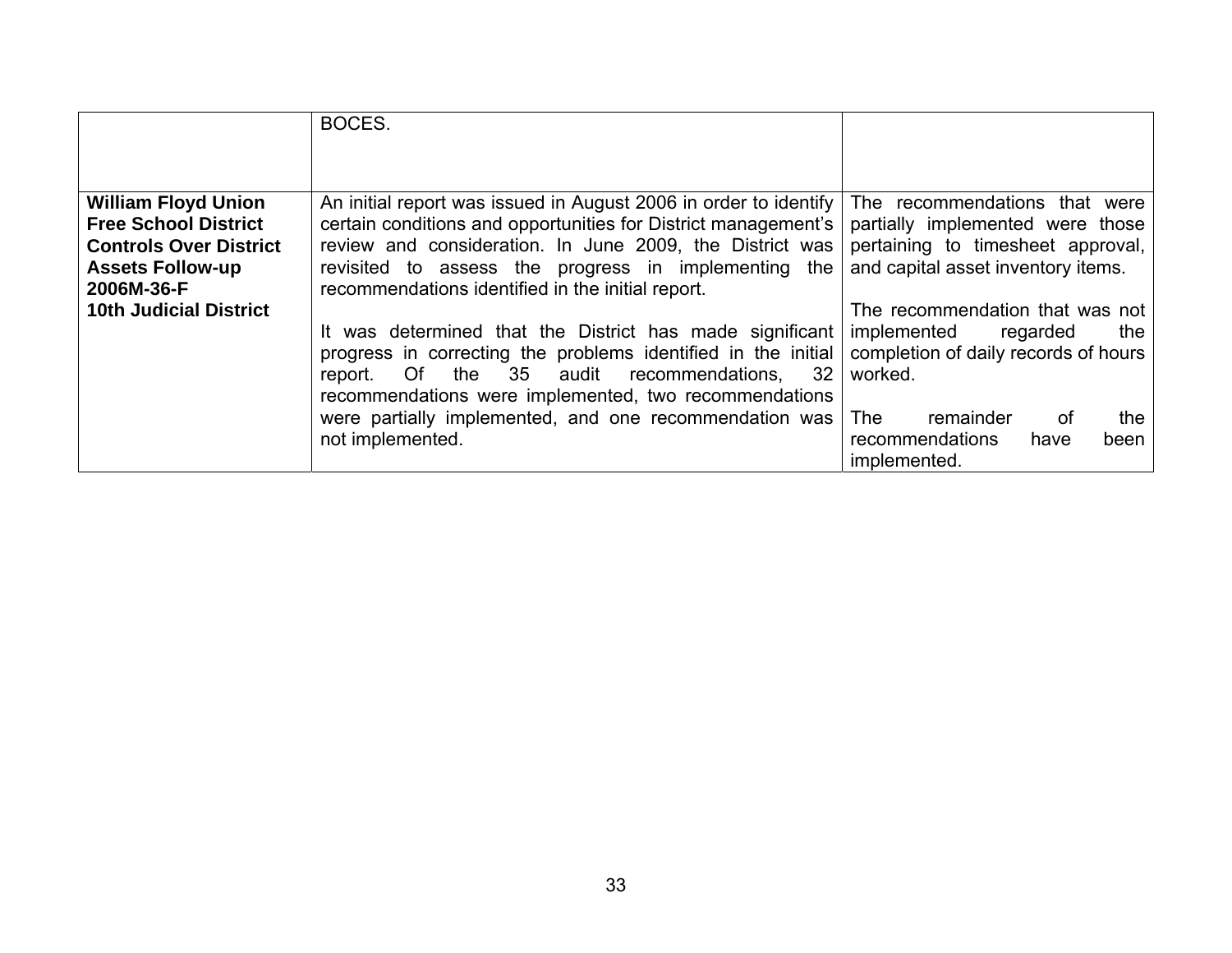| | | |
|---|---|---|
| | BOCES. | |
| **William Floyd Union Free School District Controls Over District Assets Follow-up 2006M-36-F 10th Judicial District** | An initial report was issued in August 2006 in order to identify certain conditions and opportunities for District management's review and consideration. In June 2009, the District was revisited to assess the progress in implementing the recommendations identified in the initial report.<br><br>It was determined that the District has made significant progress in correcting the problems identified in the initial report. Of the 35 audit recommendations, 32 recommendations were implemented, two recommendations were partially implemented, and one recommendation was not implemented. | The recommendations that were partially implemented were those pertaining to timesheet approval, and capital asset inventory items.<br><br>The recommendation that was not implemented regarded the completion of daily records of hours worked.<br><br>The remainder of the recommendations have been implemented. |